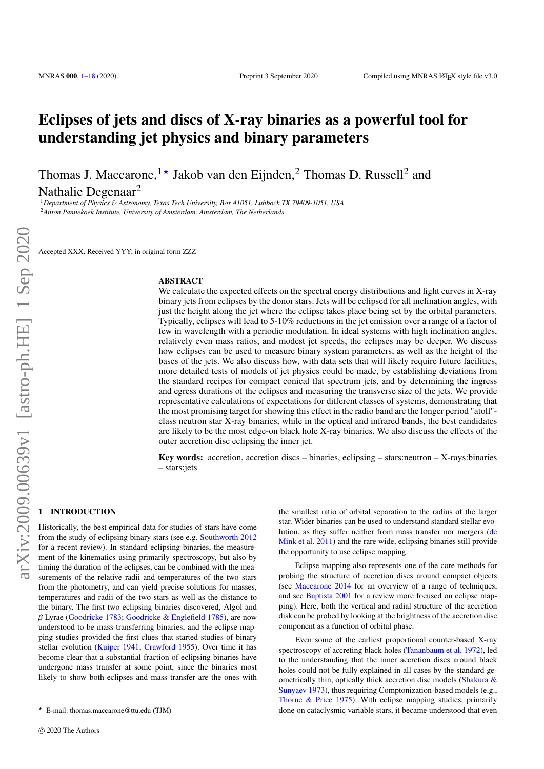# Eclipses of jets and discs of X-ray binaries as a powerful tool for understanding jet physics and binary parameters

Thomas J. Maccarone,[1]★ Jakob van den Eijnden,[2] Thomas D. Russell[2] and Nathalie Degenaar[2]

[1]*Department of Physics & Astronomy, Texas Tech University, Box 41051, Lubbock TX 79409-1051, USA*
[2]*Anton Pannekoek Institute, University of Amsterdam, Amsterdam, The Netherlands*

Accepted XXX. Received YYY; in original form ZZZ

## ABSTRACT

We calculate the expected effects on the spectral energy distributions and light curves in X-ray binary jets from eclipses by the donor stars. Jets will be eclipsed for all inclination angles, with just the height along the jet where the eclipse takes place being set by the orbital parameters. Typically, eclipses will lead to 5-10% reductions in the jet emission over a range of a factor of few in wavelength with a periodic modulation. In ideal systems with high inclination angles, relatively even mass ratios, and modest jet speeds, the eclipses may be deeper. We discuss how eclipses can be used to measure binary system parameters, as well as the height of the bases of the jets. We also discuss how, with data sets that will likely require future facilities, more detailed tests of models of jet physics could be made, by establishing deviations from the standard recipes for compact conical flat spectrum jets, and by determining the ingress and egress durations of the eclipses and measuring the transverse size of the jets. We provide representative calculations of expectations for different classes of systems, demonstrating that the most promising target for showing this effect in the radio band are the longer period "atoll"-class neutron star X-ray binaries, while in the optical and infrared bands, the best candidates are likely to be the most edge-on black hole X-ray binaries. We also discuss the effects of the outer accretion disc eclipsing the inner jet.

**Key words:** accretion, accretion discs – binaries, eclipsing – stars:neutron – X-rays:binaries – stars:jets

## 1 INTRODUCTION

Historically, the best empirical data for studies of stars have come from the study of eclipsing binary stars (see e.g. Southworth 2012 for a recent review). In standard eclipsing binaries, the measurement of the kinematics using primarily spectroscopy, but also by timing the duration of the eclipses, can be combined with the measurements of the relative radii and temperatures of the two stars from the photometry, and can yield precise solutions for masses, temperatures and radii of the two stars as well as the distance to the binary. The first two eclipsing binaries discovered, Algol and $\beta$ Lyrae (Goodricke 1783; Goodricke & Englefield 1785), are now understood to be mass-transferring binaries, and the eclipse mapping studies provided the first clues that started studies of binary stellar evolution (Kuiper 1941; Crawford 1955). Over time it has become clear that a substantial fraction of eclipsing binaries have undergone mass transfer at some point, since the binaries most likely to show both eclipses and mass transfer are the ones with the smallest ratio of orbital separation to the radius of the larger star. Wider binaries can be used to understand standard stellar evolution, as they suffer neither from mass transfer nor mergers (de Mink et al. 2011) and the rare wide, eclipsing binaries still provide the opportunity to use eclipse mapping.

Eclipse mapping also represents one of the core methods for probing the structure of accretion discs around compact objects (see Maccarone 2014 for an overview of a range of techniques, and see Baptista 2001 for a review more focused on eclipse mapping). Here, both the vertical and radial structure of the accretion disk can be probed by looking at the brightness of the accretion disc component as a function of orbital phase.

Even some of the earliest proportional counter-based X-ray spectroscopy of accreting black holes (Tananbaum et al. 1972), led to the understanding that the inner accretion discs around black holes could not be fully explained in all cases by the standard geometrically thin, optically thick accretion disc models (Shakura & Sunyaev 1973), thus requiring Comptonization-based models (e.g., Thorne & Price 1975). With eclipse mapping studies, primarily done on cataclysmic variable stars, it became understood that even

★ E-mail: thomas.maccarone@ttu.edu (TJM)

© 2020 The Authors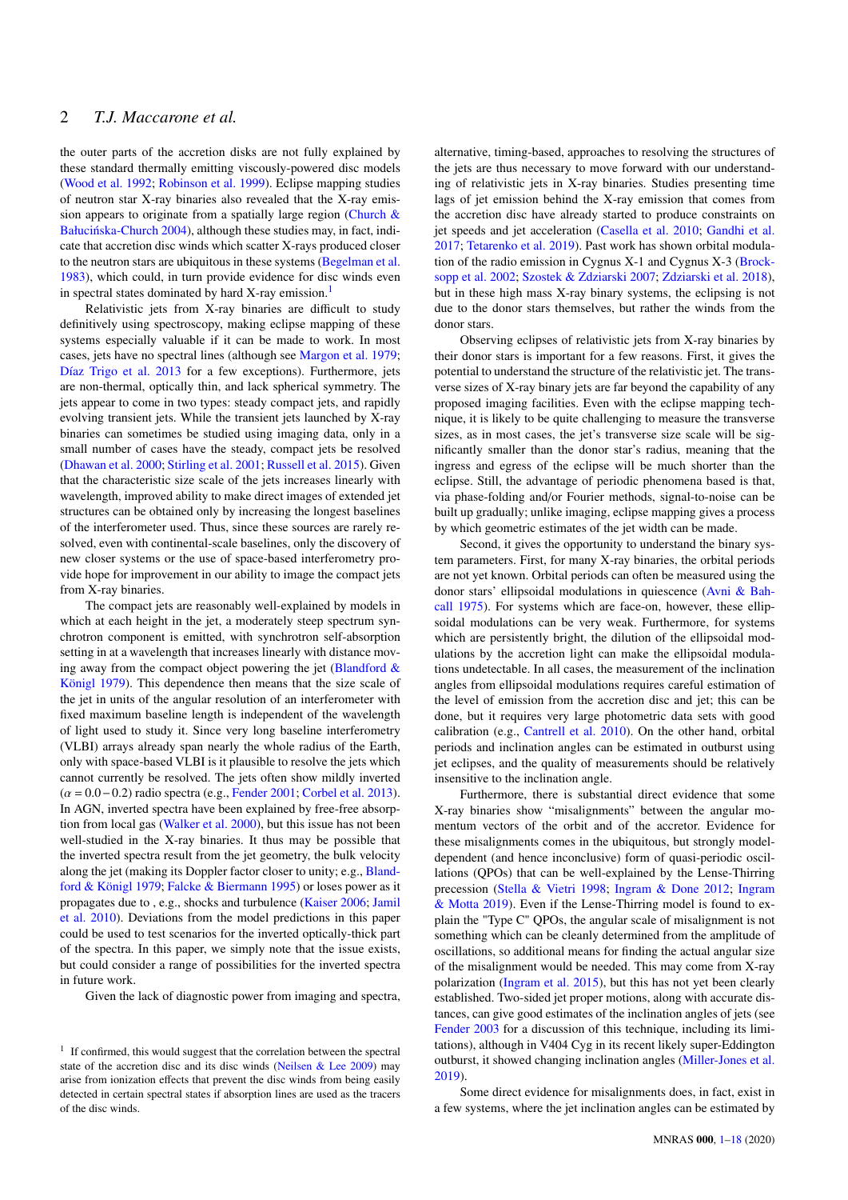the outer parts of the accretion disks are not fully explained by these standard thermally emitting viscously-powered disc models (Wood et al. 1992; Robinson et al. 1999). Eclipse mapping studies of neutron star X-ray binaries also revealed that the X-ray emission appears to originate from a spatially large region (Church & Bałucińska-Church 2004), although these studies may, in fact, indicate that accretion disc winds which scatter X-rays produced closer to the neutron stars are ubiquitous in these systems (Begelman et al. 1983), which could, in turn provide evidence for disc winds even in spectral states dominated by hard X-ray emission.[1]

Relativistic jets from X-ray binaries are difficult to study definitively using spectroscopy, making eclipse mapping of these systems especially valuable if it can be made to work. In most cases, jets have no spectral lines (although see Margon et al. 1979; Díaz Trigo et al. 2013 for a few exceptions). Furthermore, jets are non-thermal, optically thin, and lack spherical symmetry. The jets appear to come in two types: steady compact jets, and rapidly evolving transient jets. While the transient jets launched by X-ray binaries can sometimes be studied using imaging data, only in a small number of cases have the steady, compact jets be resolved (Dhawan et al. 2000; Stirling et al. 2001; Russell et al. 2015). Given that the characteristic size scale of the jets increases linearly with wavelength, improved ability to make direct images of extended jet structures can be obtained only by increasing the longest baselines of the interferometer used. Thus, since these sources are rarely resolved, even with continental-scale baselines, only the discovery of new closer systems or the use of space-based interferometry provide hope for improvement in our ability to image the compact jets from X-ray binaries.

The compact jets are reasonably well-explained by models in which at each height in the jet, a moderately steep spectrum synchrotron component is emitted, with synchrotron self-absorption setting in at a wavelength that increases linearly with distance moving away from the compact object powering the jet (Blandford & Königl 1979). This dependence then means that the size scale of the jet in units of the angular resolution of an interferometer with fixed maximum baseline length is independent of the wavelength of light used to study it. Since very long baseline interferometry (VLBI) arrays already span nearly the whole radius of the Earth, only with space-based VLBI is it plausible to resolve the jets which cannot currently be resolved. The jets often show mildly inverted ($\alpha = 0.0-0.2$) radio spectra (e.g., Fender 2001; Corbel et al. 2013). In AGN, inverted spectra have been explained by free-free absorption from local gas (Walker et al. 2000), but this issue has not been well-studied in the X-ray binaries. It thus may be possible that the inverted spectra result from the jet geometry, the bulk velocity along the jet (making its Doppler factor closer to unity; e.g., Blandford & Königl 1979; Falcke & Biermann 1995) or loses power as it propagates due to , e.g., shocks and turbulence (Kaiser 2006; Jamil et al. 2010). Deviations from the model predictions in this paper could be used to test scenarios for the inverted optically-thick part of the spectra. In this paper, we simply note that the issue exists, but could consider a range of possibilities for the inverted spectra in future work.

Given the lack of diagnostic power from imaging and spectra, alternative, timing-based, approaches to resolving the structures of the jets are thus necessary to move forward with our understanding of relativistic jets in X-ray binaries. Studies presenting time lags of jet emission behind the X-ray emission that comes from the accretion disc have already started to produce constraints on jet speeds and jet acceleration (Casella et al. 2010; Gandhi et al. 2017; Tetarenko et al. 2019). Past work has shown orbital modulation of the radio emission in Cygnus X-1 and Cygnus X-3 (Brocksopp et al. 2002; Szostek & Zdziarski 2007; Zdziarski et al. 2018), but in these high mass X-ray binary systems, the eclipsing is not due to the donor stars themselves, but rather the winds from the donor stars.

Observing eclipses of relativistic jets from X-ray binaries by their donor stars is important for a few reasons. First, it gives the potential to understand the structure of the relativistic jet. The transverse sizes of X-ray binary jets are far beyond the capability of any proposed imaging facilities. Even with the eclipse mapping technique, it is likely to be quite challenging to measure the transverse sizes, as in most cases, the jet's transverse size scale will be significantly smaller than the donor star's radius, meaning that the ingress and egress of the eclipse will be much shorter than the eclipse. Still, the advantage of periodic phenomena based is that, via phase-folding and/or Fourier methods, signal-to-noise can be built up gradually; unlike imaging, eclipse mapping gives a process by which geometric estimates of the jet width can be made.

Second, it gives the opportunity to understand the binary system parameters. First, for many X-ray binaries, the orbital periods are not yet known. Orbital periods can often be measured using the donor stars' ellipsoidal modulations in quiescence (Avni & Bahcall 1975). For systems which are face-on, however, these ellipsoidal modulations can be very weak. Furthermore, for systems which are persistently bright, the dilution of the ellipsoidal modulations by the accretion light can make the ellipsoidal modulations undetectable. In all cases, the measurement of the inclination angles from ellipsoidal modulations requires careful estimation of the level of emission from the accretion disc and jet; this can be done, but it requires very large photometric data sets with good calibration (e.g., Cantrell et al. 2010). On the other hand, orbital periods and inclination angles can be estimated in outburst using jet eclipses, and the quality of measurements should be relatively insensitive to the inclination angle.

Furthermore, there is substantial direct evidence that some X-ray binaries show "misalignments" between the angular momentum vectors of the orbit and of the accretor. Evidence for these misalignments comes in the ubiquitous, but strongly model-dependent (and hence inconclusive) form of quasi-periodic oscillations (QPOs) that can be well-explained by the Lense-Thirring precession (Stella & Vietri 1998; Ingram & Done 2012; Ingram & Motta 2019). Even if the Lense-Thirring model is found to explain the "Type C" QPOs, the angular scale of misalignment is not something which can be cleanly determined from the amplitude of oscillations, so additional means for finding the actual angular size of the misalignment would be needed. This may come from X-ray polarization (Ingram et al. 2015), but this has not yet been clearly established. Two-sided jet proper motions, along with accurate distances, can give good estimates of the inclination angles of jets (see Fender 2003 for a discussion of this technique, including its limitations), although in V404 Cyg in its recent likely super-Eddington outburst, it showed changing inclination angles (Miller-Jones et al. 2019).

Some direct evidence for misalignments does, in fact, exist in a few systems, where the jet inclination angles can be estimated by

[1] If confirmed, this would suggest that the correlation between the spectral state of the accretion disc and its disc winds (Neilsen & Lee 2009) may arise from ionization effects that prevent the disc winds from being easily detected in certain spectral states if absorption lines are used as the tracers of the disc winds.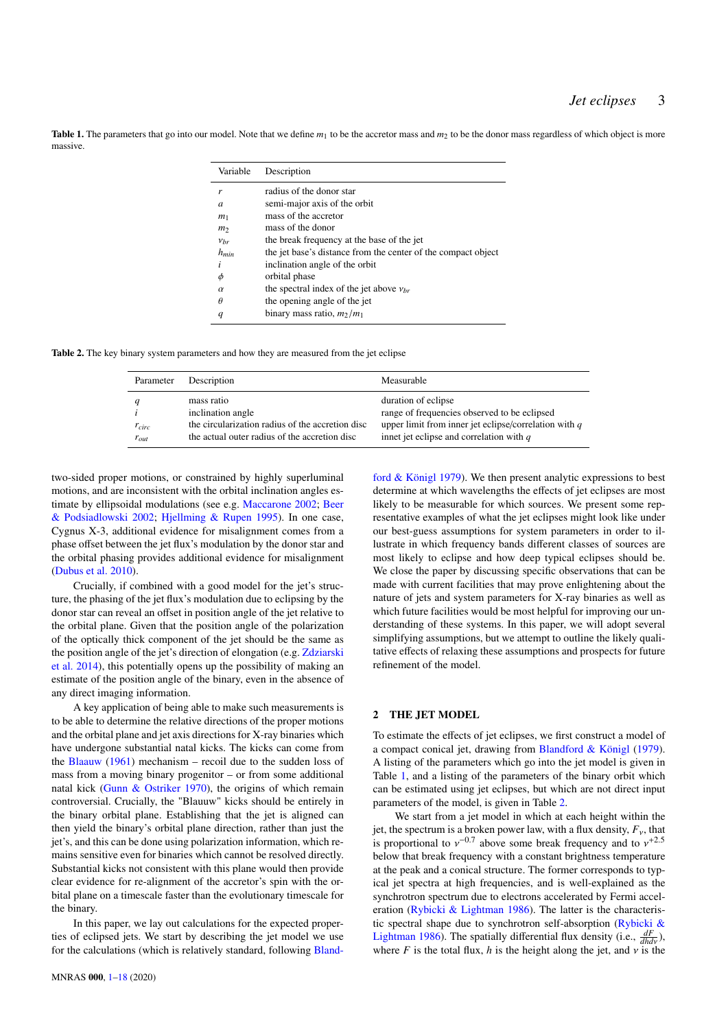**Table 1.** The parameters that go into our model. Note that we define $m_1$ to be the accretor mass and $m_2$ to be the donor mass regardless of which object is more massive.

| Variable | Description |
|---|---|
| $r$ | radius of the donor star |
| $a$ | semi-major axis of the orbit |
| $m_1$ | mass of the accretor |
| $m_2$ | mass of the donor |
| $\nu_{br}$ | the break frequency at the base of the jet |
| $h_{min}$ | the jet base's distance from the center of the compact object |
| $i$ | inclination angle of the orbit |
| $\phi$ | orbital phase |
| $\alpha$ | the spectral index of the jet above $\nu_{br}$ |
| $\theta$ | the opening angle of the jet |
| $q$ | binary mass ratio, $m_2/m_1$ |

**Table 2.** The key binary system parameters and how they are measured from the jet eclipse

| Parameter | Description | Measurable |
|---|---|---|
| $q$ | mass ratio | duration of eclipse |
| $i$ | inclination angle | range of frequencies observed to be eclipsed |
| $r_{circ}$ | the circularization radius of the accretion disc | upper limit from inner jet eclipse/correlation with $q$ |
| $r_{out}$ | the actual outer radius of the accretion disc | innet jet eclipse and correlation with $q$ |

two-sided proper motions, or constrained by highly superluminal motions, and are inconsistent with the orbital inclination angles estimate by ellipsoidal modulations (see e.g. Maccarone 2002; Beer & Podsiadlowski 2002; Hjellming & Rupen 1995). In one case, Cygnus X-3, additional evidence for misalignment comes from a phase offset between the jet flux's modulation by the donor star and the orbital phasing provides additional evidence for misalignment (Dubus et al. 2010).

Crucially, if combined with a good model for the jet's structure, the phasing of the jet flux's modulation due to eclipsing by the donor star can reveal an offset in position angle of the jet relative to the orbital plane. Given that the position angle of the polarization of the optically thick component of the jet should be the same as the position angle of the jet's direction of elongation (e.g. Zdziarski et al. 2014), this potentially opens up the possibility of making an estimate of the position angle of the binary, even in the absence of any direct imaging information.

A key application of being able to make such measurements is to be able to determine the relative directions of the proper motions and the orbital plane and jet axis directions for X-ray binaries which have undergone substantial natal kicks. The kicks can come from the Blaauw (1961) mechanism – recoil due to the sudden loss of mass from a moving binary progenitor – or from some additional natal kick (Gunn & Ostriker 1970), the origins of which remain controversial. Crucially, the "Blauuw" kicks should be entirely in the binary orbital plane. Establishing that the jet is aligned can then yield the binary's orbital plane direction, rather than just the jet's, and this can be done using polarization information, which remains sensitive even for binaries which cannot be resolved directly. Substantial kicks not consistent with this plane would then provide clear evidence for re-alignment of the accretor's spin with the orbital plane on a timescale faster than the evolutionary timescale for the binary.

In this paper, we lay out calculations for the expected properties of eclipsed jets. We start by describing the jet model we use for the calculations (which is relatively standard, following Blandford & Königl 1979). We then present analytic expressions to best determine at which wavelengths the effects of jet eclipses are most likely to be measurable for which sources. We present some representative examples of what the jet eclipses might look like under our best-guess assumptions for system parameters in order to illustrate in which frequency bands different classes of sources are most likely to eclipse and how deep typical eclipses should be. We close the paper by discussing specific observations that can be made with current facilities that may prove enlightening about the nature of jets and system parameters for X-ray binaries as well as which future facilities would be most helpful for improving our understanding of these systems. In this paper, we will adopt several simplifying assumptions, but we attempt to outline the likely qualitative effects of relaxing these assumptions and prospects for future refinement of the model.

## 2 THE JET MODEL

To estimate the effects of jet eclipses, we first construct a model of a compact conical jet, drawing from Blandford & Königl (1979). A listing of the parameters which go into the jet model is given in Table 1, and a listing of the parameters of the binary orbit which can be estimated using jet eclipses, but which are not direct input parameters of the model, is given in Table 2.

We start from a jet model in which at each height within the jet, the spectrum is a broken power law, with a flux density, $F_\nu$, that is proportional to $\nu^{-0.7}$ above some break frequency and to $\nu^{+2.5}$ below that break frequency with a constant brightness temperature at the peak and a conical structure. The former corresponds to typical jet spectra at high frequencies, and is well-explained as the synchrotron spectrum due to electrons accelerated by Fermi acceleration (Rybicki & Lightman 1986). The latter is the characteristic spectral shape due to synchrotron self-absorption (Rybicki & Lightman 1986). The spatially differential flux density (i.e., $\frac{dF}{dhd\nu}$), where $F$ is the total flux, $h$ is the height along the jet, and $\nu$ is the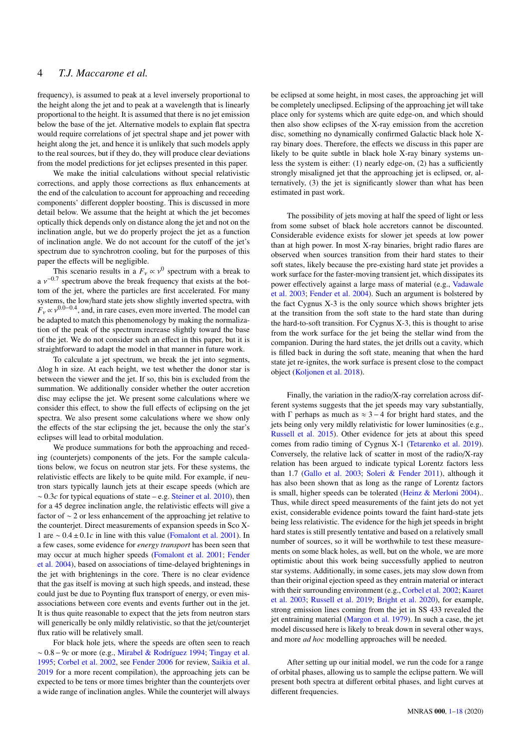frequency), is assumed to peak at a level inversely proportional to the height along the jet and to peak at a wavelength that is linearly proportional to the height. It is assumed that there is no jet emission below the base of the jet. Alternative models to explain flat spectra would require correlations of jet spectral shape and jet power with height along the jet, and hence it is unlikely that such models apply to the real sources, but if they do, they will produce clear deviations from the model predictions for jet eclipses presented in this paper.

We make the initial calculations without special relativistic corrections, and apply those corrections as flux enhancements at the end of the calculation to account for approaching and receeding components' different doppler boosting. This is discussed in more detail below. We assume that the height at which the jet becomes optically thick depends only on distance along the jet and not on the inclination angle, but we do properly project the jet as a function of inclination angle. We do not account for the cutoff of the jet's spectrum due to synchrotron cooling, but for the purposes of this paper the effects will be negligible.

This scenario results in a $F_\nu \propto \nu^0$ spectrum with a break to a $\nu^{-0.7}$ spectrum above the break frequency that exists at the bottom of the jet, where the particles are first accelerated. For many systems, the low/hard state jets show slightly inverted spectra, with $F_\nu \propto \nu^{0.0-0.4}$, and, in rare cases, even more inverted. The model can be adapted to match this phenomenology by making the normalization of the peak of the spectrum increase slightly toward the base of the jet. We do not consider such an effect in this paper, but it is straightforward to adapt the model in that manner in future work.

To calculate a jet spectrum, we break the jet into segments, $\Delta\log$ h in size. At each height, we test whether the donor star is between the viewer and the jet. If so, this bin is excluded from the summation. We additionally consider whether the outer accretion disc may eclipse the jet. We present some calculations where we consider this effect, to show the full effects of eclipsing on the jet spectra. We also present some calculations where we show only the effects of the star eclipsing the jet, because the only the star's eclipses will lead to orbital modulation.

We produce summations for both the approaching and receding (counterjets) components of the jets. For the sample calculations below, we focus on neutron star jets. For these systems, the relativistic effects are likely to be quite mild. For example, if neutron stars typically launch jets at their escape speeds (which are $\sim 0.3c$ for typical equations of state – e.g. Steiner et al. 2010), then for a 45 degree inclination angle, the relativistic effects will give a factor of $\sim 2$ or less enhancement of the approaching jet relative to the counterjet. Direct measurements of expansion speeds in Sco X-1 are $\sim 0.4 \pm 0.1c$ in line with this value (Fomalont et al. 2001). In a few cases, some evidence for *energy transport* has been seen that may occur at much higher speeds (Fomalont et al. 2001; Fender et al. 2004), based on associations of time-delayed brightenings in the jet with brightenings in the core. There is no clear evidence that the gas itself is moving at such high speeds, and instead, these could just be due to Poynting flux transport of energy, or even mis-associations between core events and events further out in the jet. It is thus quite reasonable to expect that the jets from neutron stars will generically be only mildly relativistic, so that the jet/counterjet flux ratio will be relatively small.

For black hole jets, where the speeds are often seen to reach $\sim 0.8-9c$ or more (e.g., Mirabel & Rodríguez 1994; Tingay et al. 1995; Corbel et al. 2002, see Fender 2006 for review, Saikia et al. 2019 for a more recent compilation), the approaching jet can be expected to be tens or more times brighter than the counterjets over a wide range of inclination angles. While the counterjet will always be eclipsed at some height, in most cases, the approaching jet will be completely uneclipsed. Eclipsing of the approaching jet will take place only for systems which are quite edge-on, and which should then also show eclipses of the X-ray emission from the accretion disc, something no dynamically confirmed Galactic black hole X-ray binary does. Therefore, the effects we discuss in this paper are likely to be quite subtle in black hole X-ray binary systems unless the system is either: (1) nearly edge-on, (2) has a sufficiently strongly misaligned jet that the approaching jet is eclipsed, or, alternatively, (3) the jet is significantly slower than what has been estimated in past work.

The possibility of jets moving at half the speed of light or less from some subset of black hole accretors cannot be discounted. Considerable evidence exists for slower jet speeds at low power than at high power. In most X-ray binaries, bright radio flares are observed when sources transition from their hard states to their soft states, likely because the pre-existing hard state jet provides a work surface for the faster-moving transient jet, which dissipates its power effectively against a large mass of material (e.g., Vadawale et al. 2003; Fender et al. 2004). Such an argument is bolstered by the fact Cygnus X-3 is the only source which shows brighter jets at the transition from the soft state to the hard state than during the hard-to-soft transition. For Cygnus X-3, this is thought to arise from the work surface for the jet being the stellar wind from the companion. During the hard states, the jet drills out a cavity, which is filled back in during the soft state, meaning that when the hard state jet re-ignites, the work surface is present close to the compact object (Koljonen et al. 2018).

Finally, the variation in the radio/X-ray correlation across different systems suggests that the jet speeds may vary substantially, with $\Gamma$ perhaps as much as $\approx 3-4$ for bright hard states, and the jets being only very mildly relativistic for lower luminosities (e.g., Russell et al. 2015). Other evidence for jets at about this speed comes from radio timing of Cygnus X-1 (Tetarenko et al. 2019). Conversely, the relative lack of scatter in most of the radio/X-ray relation has been argued to indicate typical Lorentz factors less than 1.7 (Gallo et al. 2003; Soleri & Fender 2011), although it has also been shown that as long as the range of Lorentz factors is small, higher speeds can be tolerated (Heinz & Merloni 2004).. Thus, while direct speed measurements of the faint jets do not yet exist, considerable evidence points toward the faint hard-state jets being less relativistic. The evidence for the high jet speeds in bright hard states is still presently tentative and based on a relatively small number of sources, so it will be worthwhile to test these measurements on some black holes, as well, but on the whole, we are more optimistic about this work being successfully applied to neutron star systems. Additionally, in some cases, jets may slow down from than their original ejection speed as they entrain material or interact with their surrounding environment (e.g., Corbel et al. 2002; Kaaret et al. 2003; Russell et al. 2019; Bright et al. 2020), for example, strong emission lines coming from the jet in SS 433 revealed the jet entraining material (Margon et al. 1979). In such a case, the jet model discussed here is likely to break down in several other ways, and more *ad hoc* modelling approaches will be needed.

After setting up our initial model, we run the code for a range of orbital phases, allowing us to sample the eclipse pattern. We will present both spectra at different orbital phases, and light curves at different frequencies.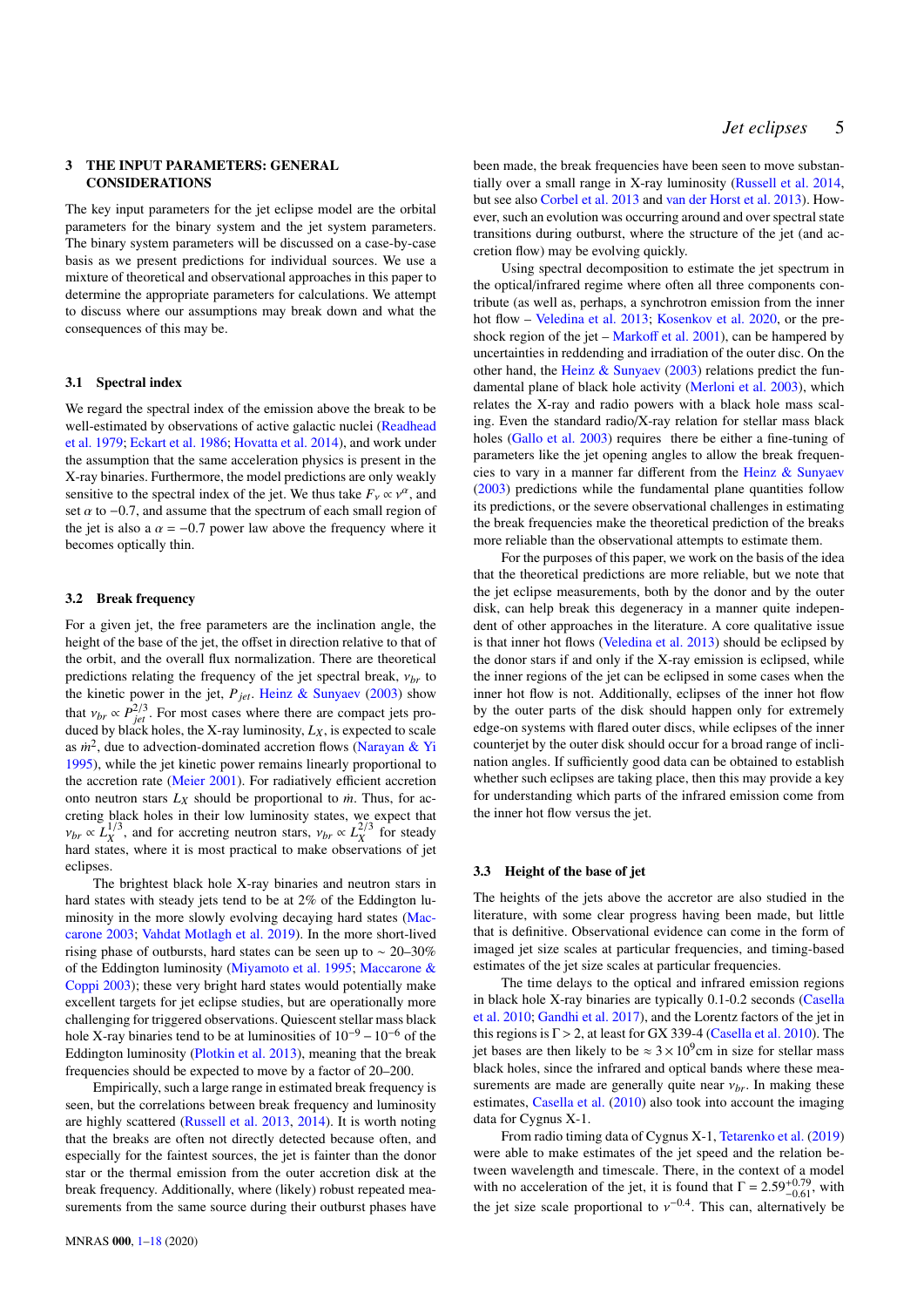## 3 THE INPUT PARAMETERS: GENERAL CONSIDERATIONS

The key input parameters for the jet eclipse model are the orbital parameters for the binary system and the jet system parameters. The binary system parameters will be discussed on a case-by-case basis as we present predictions for individual sources. We use a mixture of theoretical and observational approaches in this paper to determine the appropriate parameters for calculations. We attempt to discuss where our assumptions may break down and what the consequences of this may be.

### 3.1 Spectral index

We regard the spectral index of the emission above the break to be well-estimated by observations of active galactic nuclei (Readhead et al. 1979; Eckart et al. 1986; Hovatta et al. 2014), and work under the assumption that the same acceleration physics is present in the X-ray binaries. Furthermore, the model predictions are only weakly sensitive to the spectral index of the jet. We thus take $F_\nu \propto \nu^\alpha$, and set $\alpha$ to $-0.7$, and assume that the spectrum of each small region of the jet is also a $\alpha = -0.7$ power law above the frequency where it becomes optically thin.

### 3.2 Break frequency

For a given jet, the free parameters are the inclination angle, the height of the base of the jet, the offset in direction relative to that of the orbit, and the overall flux normalization. There are theoretical predictions relating the frequency of the jet spectral break, $\nu_{br}$ to the kinetic power in the jet, $P_{jet}$. Heinz & Sunyaev (2003) show that $\nu_{br} \propto P_{jet}^{2/3}$. For most cases where there are compact jets produced by black holes, the X-ray luminosity, $L_X$, is expected to scale as $\dot{m}^2$, due to advection-dominated accretion flows (Narayan & Yi 1995), while the jet kinetic power remains linearly proportional to the accretion rate (Meier 2001). For radiatively efficient accretion onto neutron stars $L_X$ should be proportional to $\dot{m}$. Thus, for accreting black holes in their low luminosity states, we expect that $\nu_{br} \propto L_X^{1/3}$, and for accreting neutron stars, $\nu_{br} \propto L_X^{2/3}$ for steady hard states, where it is most practical to make observations of jet eclipses.

The brightest black hole X-ray binaries and neutron stars in hard states with steady jets tend to be at 2% of the Eddington luminosity in the more slowly evolving decaying hard states (Maccarone 2003; Vahdat Motlagh et al. 2019). In the more short-lived rising phase of outbursts, hard states can be seen up to $\sim 20$–30% of the Eddington luminosity (Miyamoto et al. 1995; Maccarone & Coppi 2003); these very bright hard states would potentially make excellent targets for jet eclipse studies, but are operationally more challenging for triggered observations. Quiescent stellar mass black hole X-ray binaries tend to be at luminosities of $10^{-9} - 10^{-6}$ of the Eddington luminosity (Plotkin et al. 2013), meaning that the break frequencies should be expected to move by a factor of 20–200.

Empirically, such a large range in estimated break frequency is seen, but the correlations between break frequency and luminosity are highly scattered (Russell et al. 2013, 2014). It is worth noting that the breaks are often not directly detected because often, and especially for the faintest sources, the jet is fainter than the donor star or the thermal emission from the outer accretion disk at the break frequency. Additionally, where (likely) robust repeated measurements from the same source during their outburst phases have been made, the break frequencies have been seen to move substantially over a small range in X-ray luminosity (Russell et al. 2014, but see also Corbel et al. 2013 and van der Horst et al. 2013). However, such an evolution was occurring around and over spectral state transitions during outburst, where the structure of the jet (and accretion flow) may be evolving quickly.

Using spectral decomposition to estimate the jet spectrum in the optical/infrared regime where often all three components contribute (as well as, perhaps, a synchrotron emission from the inner hot flow – Veledina et al. 2013; Kosenkov et al. 2020, or the pre-shock region of the jet – Markoff et al. 2001), can be hampered by uncertainties in reddending and irradiation of the outer disc. On the other hand, the Heinz & Sunyaev (2003) relations predict the fundamental plane of black hole activity (Merloni et al. 2003), which relates the X-ray and radio powers with a black hole mass scaling. Even the standard radio/X-ray relation for stellar mass black holes (Gallo et al. 2003) requires there be either a fine-tuning of parameters like the jet opening angles to allow the break frequencies to vary in a manner far different from the Heinz & Sunyaev (2003) predictions while the fundamental plane quantities follow its predictions, or the severe observational challenges in estimating the break frequencies make the theoretical prediction of the breaks more reliable than the observational attempts to estimate them.

For the purposes of this paper, we work on the basis of the idea that the theoretical predictions are more reliable, but we note that the jet eclipse measurements, both by the donor and by the outer disk, can help break this degeneracy in a manner quite independent of other approaches in the literature. A core qualitative issue is that inner hot flows (Veledina et al. 2013) should be eclipsed by the donor stars if and only if the X-ray emission is eclipsed, while the inner regions of the jet can be eclipsed in some cases when the inner hot flow is not. Additionally, eclipses of the inner hot flow by the outer parts of the disk should happen only for extremely edge-on systems with flared outer discs, while eclipses of the inner counterjet by the outer disk should occur for a broad range of inclination angles. If sufficiently good data can be obtained to establish whether such eclipses are taking place, then this may provide a key for understanding which parts of the infrared emission come from the inner hot flow versus the jet.

### 3.3 Height of the base of jet

The heights of the jets above the accretor are also studied in the literature, with some clear progress having been made, but little that is definitive. Observational evidence can come in the form of imaged jet size scales at particular frequencies, and timing-based estimates of the jet size scales at particular frequencies.

The time delays to the optical and infrared emission regions in black hole X-ray binaries are typically 0.1-0.2 seconds (Casella et al. 2010; Gandhi et al. 2017), and the Lorentz factors of the jet in this regions is $\Gamma > 2$, at least for GX 339-4 (Casella et al. 2010). The jet bases are then likely to be $\approx 3 \times 10^9$cm in size for stellar mass black holes, since the infrared and optical bands where these measurements are made are generally quite near $\nu_{br}$. In making these estimates, Casella et al. (2010) also took into account the imaging data for Cygnus X-1.

From radio timing data of Cygnus X-1, Tetarenko et al. (2019) were able to make estimates of the jet speed and the relation between wavelength and timescale. There, in the context of a model with no acceleration of the jet, it is found that $\Gamma = 2.59^{+0.79}_{-0.61}$, with the jet size scale proportional to $\nu^{-0.4}$. This can, alternatively be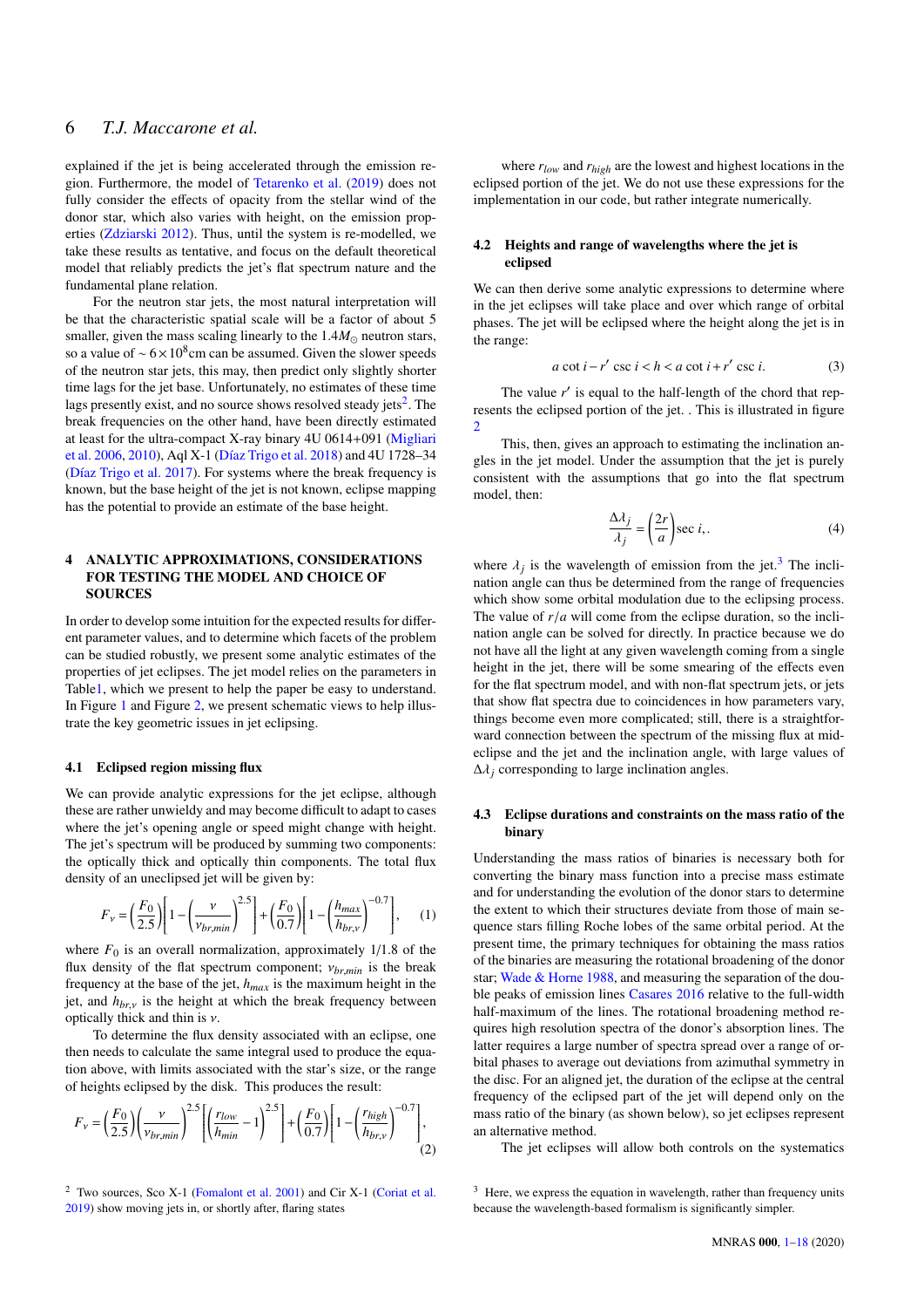explained if the jet is being accelerated through the emission region. Furthermore, the model of Tetarenko et al. (2019) does not fully consider the effects of opacity from the stellar wind of the donor star, which also varies with height, on the emission properties (Zdziarski 2012). Thus, until the system is re-modelled, we take these results as tentative, and focus on the default theoretical model that reliably predicts the jet's flat spectrum nature and the fundamental plane relation.

For the neutron star jets, the most natural interpretation will be that the characteristic spatial scale will be a factor of about 5 smaller, given the mass scaling linearly to the $1.4 M_\odot$ neutron stars, so a value of $\sim 6\times10^8$cm can be assumed. Given the slower speeds of the neutron star jets, this may, then predict only slightly shorter time lags for the jet base. Unfortunately, no estimates of these time lags presently exist, and no source shows resolved steady jets[2]. The break frequencies on the other hand, have been directly estimated at least for the ultra-compact X-ray binary 4U 0614+091 (Migliari et al. 2006, 2010), Aql X-1 (Díaz Trigo et al. 2018) and 4U 1728–34 (Díaz Trigo et al. 2017). For systems where the break frequency is known, but the base height of the jet is not known, eclipse mapping has the potential to provide an estimate of the base height.

## 4 ANALYTIC APPROXIMATIONS, CONSIDERATIONS FOR TESTING THE MODEL AND CHOICE OF SOURCES

In order to develop some intuition for the expected results for different parameter values, and to determine which facets of the problem can be studied robustly, we present some analytic estimates of the properties of jet eclipses. The jet model relies on the parameters in Table1, which we present to help the paper be easy to understand. In Figure 1 and Figure 2, we present schematic views to help illustrate the key geometric issues in jet eclipsing.

### 4.1 Eclipsed region missing flux

We can provide analytic expressions for the jet eclipse, although these are rather unwieldy and may become difficult to adapt to cases where the jet's opening angle or speed might change with height. The jet's spectrum will be produced by summing two components: the optically thick and optically thin components. The total flux density of an uneclipsed jet will be given by:

$$F_\nu = \left(\frac{F_0}{2.5}\right)\left[1-\left(\frac{\nu}{\nu_{br,min}}\right)^{2.5}\right] + \left(\frac{F_0}{0.7}\right)\left[1-\left(\frac{h_{max}}{h_{br,\nu}}\right)^{-0.7}\right], \quad (1)$$

where $F_0$ is an overall normalization, approximately 1/1.8 of the flux density of the flat spectrum component; $\nu_{br,min}$ is the break frequency at the base of the jet, $h_{max}$ is the maximum height in the jet, and $h_{br,\nu}$ is the height at which the break frequency between optically thick and thin is $\nu$.

To determine the flux density associated with an eclipse, one then needs to calculate the same integral used to produce the equation above, with limits associated with the star's size, or the range of heights eclipsed by the disk. This produces the result:

$$F_\nu = \left(\frac{F_0}{2.5}\right)\left(\frac{\nu}{\nu_{br,min}}\right)^{2.5}\left[\left(\frac{r_{low}}{h_{min}}-1\right)^{2.5}\right] + \left(\frac{F_0}{0.7}\right)\left[1-\left(\frac{r_{high}}{h_{br,\nu}}\right)^{-0.7}\right], \quad (2)$$

where $r_{low}$ and $r_{high}$ are the lowest and highest locations in the eclipsed portion of the jet. We do not use these expressions for the implementation in our code, but rather integrate numerically.

### 4.2 Heights and range of wavelengths where the jet is eclipsed

We can then derive some analytic expressions to determine where in the jet eclipses will take place and over which range of orbital phases. The jet will be eclipsed where the height along the jet is in the range:

$$a \cot i - r' \csc i < h < a \cot i + r' \csc i. \quad (3)$$

The value $r'$ is equal to the half-length of the chord that represents the eclipsed portion of the jet. . This is illustrated in figure 2

This, then, gives an approach to estimating the inclination angles in the jet model. Under the assumption that the jet is purely consistent with the assumptions that go into the flat spectrum model, then:

$$\frac{\Delta\lambda_j}{\lambda_j} = \left(\frac{2r}{a}\right)\sec i,. \quad (4)$$

where $\lambda_j$ is the wavelength of emission from the jet.[3] The inclination angle can thus be determined from the range of frequencies which show some orbital modulation due to the eclipsing process. The value of $r/a$ will come from the eclipse duration, so the inclination angle can be solved for directly. In practice because we do not have all the light at any given wavelength coming from a single height in the jet, there will be some smearing of the effects even for the flat spectrum model, and with non-flat spectrum jets, or jets that show flat spectra due to coincidences in how parameters vary, things become even more complicated; still, there is a straightforward connection between the spectrum of the missing flux at mid-eclipse and the jet and the inclination angle, with large values of $\Delta\lambda_j$ corresponding to large inclination angles.

### 4.3 Eclipse durations and constraints on the mass ratio of the binary

Understanding the mass ratios of binaries is necessary both for converting the binary mass function into a precise mass estimate and for understanding the evolution of the donor stars to determine the extent to which their structures deviate from those of main sequence stars filling Roche lobes of the same orbital period. At the present time, the primary techniques for obtaining the mass ratios of the binaries are measuring the rotational broadening of the donor star; Wade & Horne 1988, and measuring the separation of the double peaks of emission lines Casares 2016 relative to the full-width half-maximum of the lines. The rotational broadening method requires high resolution spectra of the donor's absorption lines. The latter requires a large number of spectra spread over a range of orbital phases to average out deviations from azimuthal symmetry in the disc. For an aligned jet, the duration of the eclipse at the central frequency of the eclipsed part of the jet will depend only on the mass ratio of the binary (as shown below), so jet eclipses represent an alternative method.

The jet eclipses will allow both controls on the systematics

[2] Two sources, Sco X-1 (Fomalont et al. 2001) and Cir X-1 (Coriat et al. 2019) show moving jets in, or shortly after, flaring states

[3] Here, we express the equation in wavelength, rather than frequency units because the wavelength-based formalism is significantly simpler.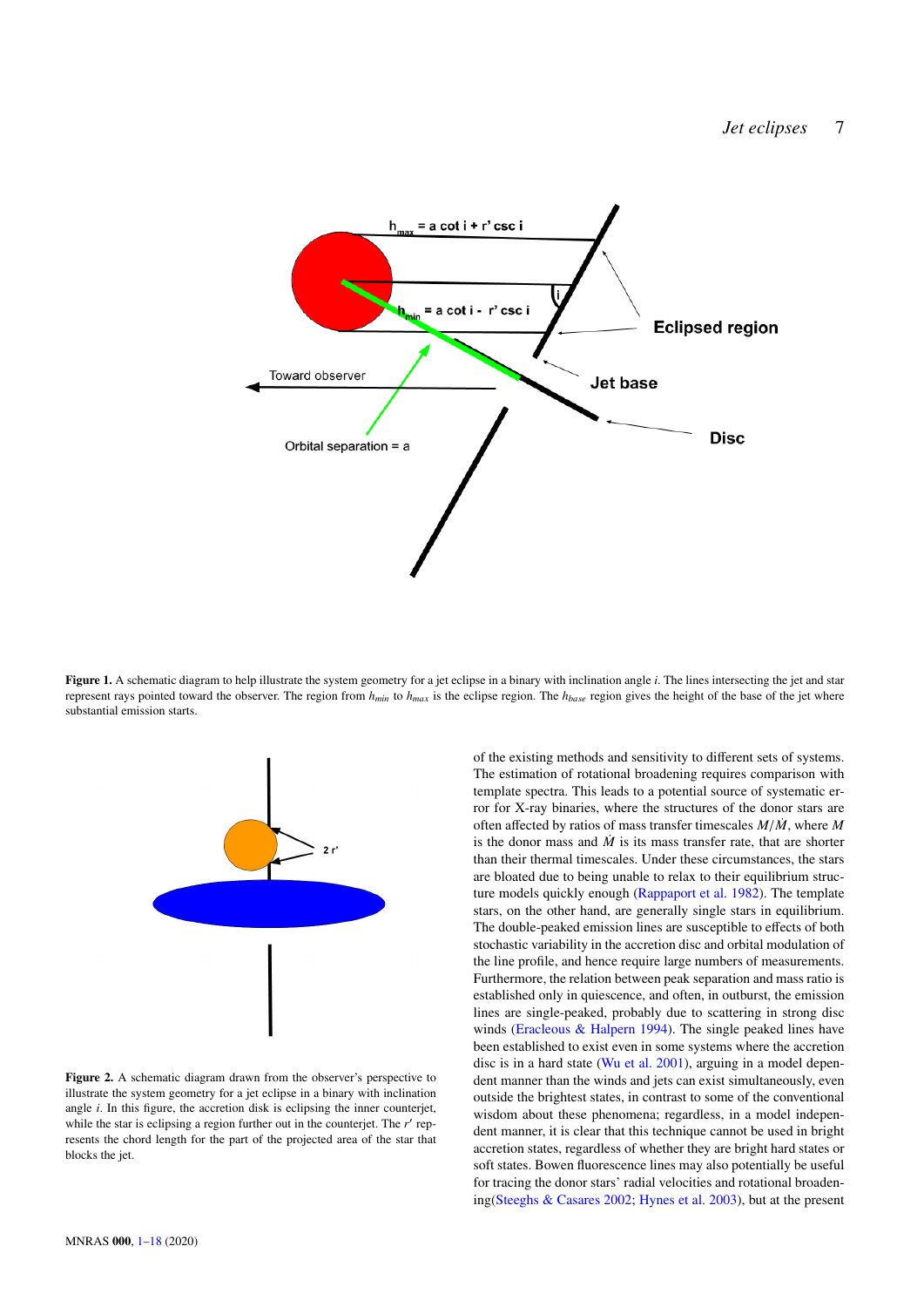**Figure 1.** A schematic diagram to help illustrate the system geometry for a jet eclipse in a binary with inclination angle $i$. The lines intersecting the jet and star represent rays pointed toward the observer. The region from $h_{min}$ to $h_{max}$ is the eclipse region. The $h_{base}$ region gives the height of the base of the jet where substantial emission starts.

**Figure 2.** A schematic diagram drawn from the observer's perspective to illustrate the system geometry for a jet eclipse in a binary with inclination angle $i$. In this figure, the accretion disk is eclipsing the inner counterjet, while the star is eclipsing a region further out in the counterjet. The $r'$ represents the chord length for the part of the projected area of the star that blocks the jet.

of the existing methods and sensitivity to different sets of systems. The estimation of rotational broadening requires comparison with template spectra. This leads to a potential source of systematic error for X-ray binaries, where the structures of the donor stars are often affected by ratios of mass transfer timescales $M/\dot{M}$, where $M$ is the donor mass and $\dot{M}$ is its mass transfer rate, that are shorter than their thermal timescales. Under these circumstances, the stars are bloated due to being unable to relax to their equilibrium structure models quickly enough (Rappaport et al. 1982). The template stars, on the other hand, are generally single stars in equilibrium. The double-peaked emission lines are susceptible to effects of both stochastic variability in the accretion disc and orbital modulation of the line profile, and hence require large numbers of measurements. Furthermore, the relation between peak separation and mass ratio is established only in quiescence, and often, in outburst, the emission lines are single-peaked, probably due to scattering in strong disc winds (Eracleous & Halpern 1994). The single peaked lines have been established to exist even in some systems where the accretion disc is in a hard state (Wu et al. 2001), arguing in a model dependent manner than the winds and jets can exist simultaneously, even outside the brightest states, in contrast to some of the conventional wisdom about these phenomena; regardless, in a model independent manner, it is clear that this technique cannot be used in bright accretion states, regardless of whether they are bright hard states or soft states. Bowen fluorescence lines may also potentially be useful for tracing the donor stars' radial velocities and rotational broadening(Steeghs & Casares 2002; Hynes et al. 2003), but at the present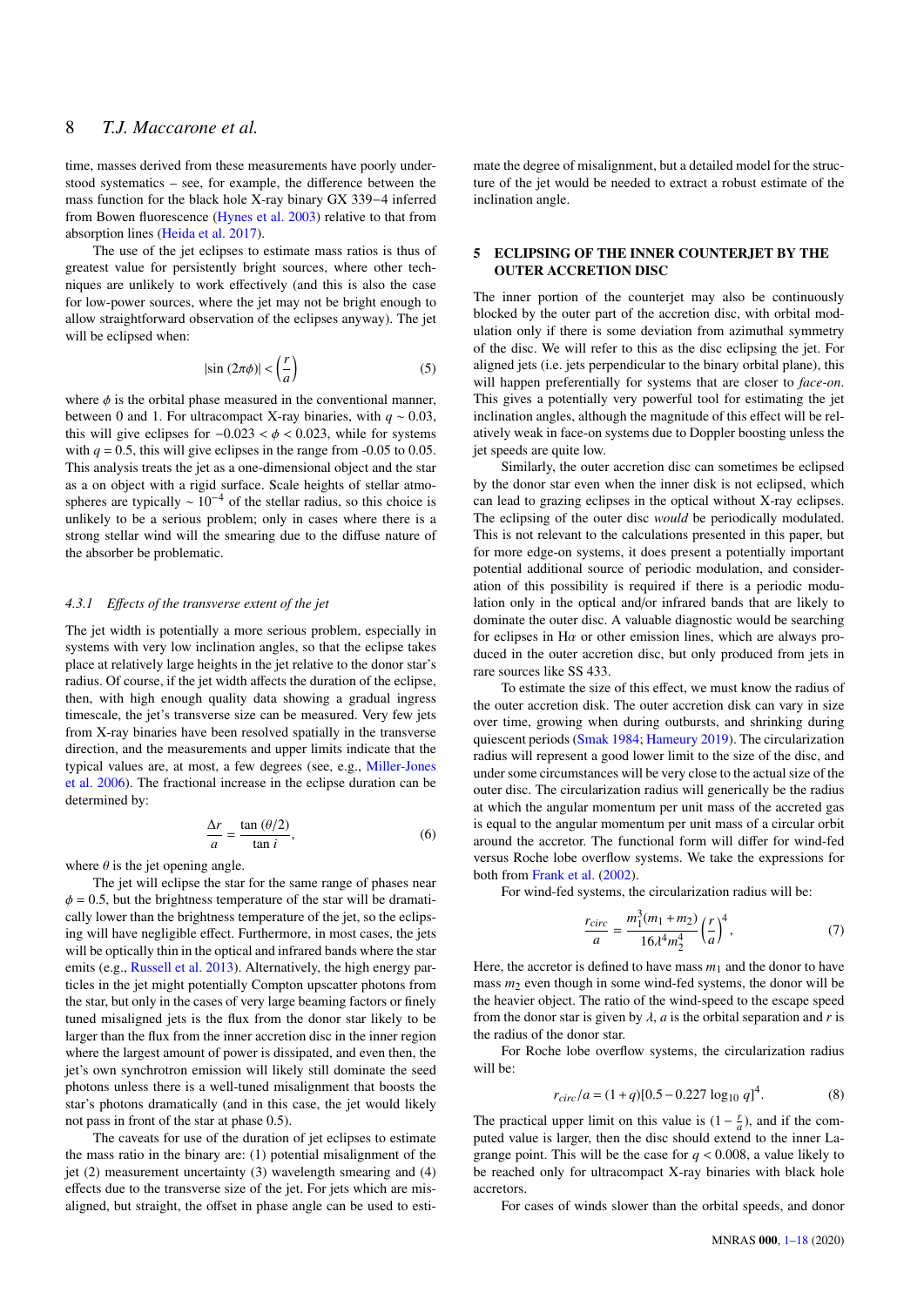time, masses derived from these measurements have poorly understood systematics – see, for example, the difference between the mass function for the black hole X-ray binary GX 339−4 inferred from Bowen fluorescence (Hynes et al. 2003) relative to that from absorption lines (Heida et al. 2017).

The use of the jet eclipses to estimate mass ratios is thus of greatest value for persistently bright sources, where other techniques are unlikely to work effectively (and this is also the case for low-power sources, where the jet may not be bright enough to allow straightforward observation of the eclipses anyway). The jet will be eclipsed when:

$$|\sin(2\pi\phi)| < \left(\frac{r}{a}\right) \tag{5}$$

where $\phi$ is the orbital phase measured in the conventional manner, between 0 and 1. For ultracompact X-ray binaries, with $q \sim 0.03$, this will give eclipses for $-0.023 < \phi < 0.023$, while for systems with $q = 0.5$, this will give eclipses in the range from -0.05 to 0.05. This analysis treats the jet as a one-dimensional object and the star as a on object with a rigid surface. Scale heights of stellar atmospheres are typically $\sim 10^{-4}$ of the stellar radius, so this choice is unlikely to be a serious problem; only in cases where there is a strong stellar wind will the smearing due to the diffuse nature of the absorber be problematic.

#### 4.3.1 Effects of the transverse extent of the jet

The jet width is potentially a more serious problem, especially in systems with very low inclination angles, so that the eclipse takes place at relatively large heights in the jet relative to the donor star's radius. Of course, if the jet width affects the duration of the eclipse, then, with high enough quality data showing a gradual ingress timescale, the jet's transverse size can be measured. Very few jets from X-ray binaries have been resolved spatially in the transverse direction, and the measurements and upper limits indicate that the typical values are, at most, a few degrees (see, e.g., Miller-Jones et al. 2006). The fractional increase in the eclipse duration can be determined by:

$$\frac{\Delta r}{a} = \frac{\tan(\theta/2)}{\tan i}, \tag{6}$$

where $\theta$ is the jet opening angle.

The jet will eclipse the star for the same range of phases near $\phi = 0.5$, but the brightness temperature of the star will be dramatically lower than the brightness temperature of the jet, so the eclipsing will have negligible effect. Furthermore, in most cases, the jets will be optically thin in the optical and infrared bands where the star emits (e.g., Russell et al. 2013). Alternatively, the high energy particles in the jet might potentially Compton upscatter photons from the star, but only in the cases of very large beaming factors or finely tuned misaligned jets is the flux from the donor star likely to be larger than the flux from the inner accretion disc in the inner region where the largest amount of power is dissipated, and even then, the jet's own synchrotron emission will likely still dominate the seed photons unless there is a well-tuned misalignment that boosts the star's photons dramatically (and in this case, the jet would likely not pass in front of the star at phase 0.5).

The caveats for use of the duration of jet eclipses to estimate the mass ratio in the binary are: (1) potential misalignment of the jet (2) measurement uncertainty (3) wavelength smearing and (4) effects due to the transverse size of the jet. For jets which are misaligned, but straight, the offset in phase angle can be used to estimate the degree of misalignment, but a detailed model for the structure of the jet would be needed to extract a robust estimate of the inclination angle.

## 5 ECLIPSING OF THE INNER COUNTERJET BY THE OUTER ACCRETION DISC

The inner portion of the counterjet may also be continuously blocked by the outer part of the accretion disc, with orbital modulation only if there is some deviation from azimuthal symmetry of the disc. We will refer to this as the disc eclipsing the jet. For aligned jets (i.e. jets perpendicular to the binary orbital plane), this will happen preferentially for systems that are closer to *face-on*. This gives a potentially very powerful tool for estimating the jet inclination angles, although the magnitude of this effect will be relatively weak in face-on systems due to Doppler boosting unless the jet speeds are quite low.

Similarly, the outer accretion disc can sometimes be eclipsed by the donor star even when the inner disk is not eclipsed, which can lead to grazing eclipses in the optical without X-ray eclipses. The eclipsing of the outer disc *would* be periodically modulated. This is not relevant to the calculations presented in this paper, but for more edge-on systems, it does present a potentially important potential additional source of periodic modulation, and consideration of this possibility is required if there is a periodic modulation only in the optical and/or infrared bands that are likely to dominate the outer disc. A valuable diagnostic would be searching for eclipses in H$\alpha$ or other emission lines, which are always produced in the outer accretion disc, but only produced from jets in rare sources like SS 433.

To estimate the size of this effect, we must know the radius of the outer accretion disk. The outer accretion disk can vary in size over time, growing when during outbursts, and shrinking during quiescent periods (Smak 1984; Hameury 2019). The circularization radius will represent a good lower limit to the size of the disc, and under some circumstances will be very close to the actual size of the outer disc. The circularization radius will generically be the radius at which the angular momentum per unit mass of the accreted gas is equal to the angular momentum per unit mass of a circular orbit around the accretor. The functional form will differ for wind-fed versus Roche lobe overflow systems. We take the expressions for both from Frank et al. (2002).

For wind-fed systems, the circularization radius will be:

$$\frac{r_{circ}}{a} = \frac{m_1^3(m_1+m_2)}{16\lambda^4 m_2^4}\left(\frac{r}{a}\right)^4, \tag{7}$$

Here, the accretor is defined to have mass $m_1$ and the donor to have mass $m_2$ even though in some wind-fed systems, the donor will be the heavier object. The ratio of the wind-speed to the escape speed from the donor star is given by $\lambda$, $a$ is the orbital separation and $r$ is the radius of the donor star.

For Roche lobe overflow systems, the circularization radius will be:

$$r_{circ}/a = (1+q)[0.5 - 0.227\log_{10} q]^4. \tag{8}$$

The practical upper limit on this value is $(1-\frac{r}{a})$, and if the computed value is larger, then the disc should extend to the inner Lagrange point. This will be the case for $q < 0.008$, a value likely to be reached only for ultracompact X-ray binaries with black hole accretors.

For cases of winds slower than the orbital speeds, and donor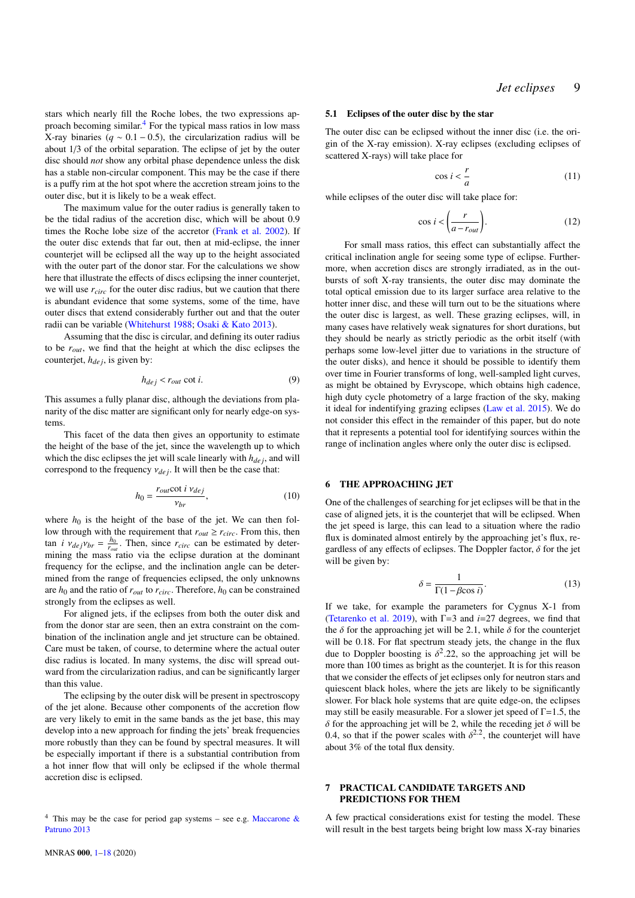stars which nearly fill the Roche lobes, the two expressions approach becoming similar.[4] For the typical mass ratios in low mass X-ray binaries ($q \sim 0.1-0.5$), the circularization radius will be about 1/3 of the orbital separation. The eclipse of jet by the outer disc should *not* show any orbital phase dependence unless the disk has a stable non-circular component. This may be the case if there is a puffy rim at the hot spot where the accretion stream joins to the outer disc, but it is likely to be a weak effect.

The maximum value for the outer radius is generally taken to be the tidal radius of the accretion disc, which will be about 0.9 times the Roche lobe size of the accretor (Frank et al. 2002). If the outer disc extends that far out, then at mid-eclipse, the inner counterjet will be eclipsed all the way up to the height associated with the outer part of the donor star. For the calculations we show here that illustrate the effects of discs eclipsing the inner counterjet, we will use $r_{circ}$ for the outer disc radius, but we caution that there is abundant evidence that some systems, some of the time, have outer discs that extend considerably further out and that the outer radii can be variable (Whitehurst 1988; Osaki & Kato 2013).

Assuming that the disc is circular, and defining its outer radius to be $r_{out}$, we find that the height at which the disc eclipses the counterjet, $h_{dej}$, is given by:

$$h_{dej} < r_{out} \cot i. \tag{9}$$

This assumes a fully planar disc, although the deviations from planarity of the disc matter are significant only for nearly edge-on systems.

This facet of the data then gives an opportunity to estimate the height of the base of the jet, since the wavelength up to which which the disc eclipses the jet will scale linearly with $h_{dej}$, and will correspond to the frequency $\nu_{dej}$. It will then be the case that:

$$h_0 = \frac{r_{out} \cot i \ \nu_{dej}}{\nu_{br}}, \tag{10}$$

where $h_0$ is the height of the base of the jet. We can then follow through with the requirement that $r_{out} \geq r_{circ}$. From this, then $\tan i \ \nu_{dej} \nu_{br} = \frac{h_0}{r_{out}}$. Then, since $r_{circ}$ can be estimated by determining the mass ratio via the eclipse duration at the dominant frequency for the eclipse, and the inclination angle can be determined from the range of frequencies eclipsed, the only unknowns are $h_0$ and the ratio of $r_{out}$ to $r_{circ}$. Therefore, $h_0$ can be constrained strongly from the eclipses as well.

For aligned jets, if the eclipses from both the outer disk and from the donor star are seen, then an extra constraint on the combination of the inclination angle and jet structure can be obtained. Care must be taken, of course, to determine where the actual outer disc radius is located. In many systems, the disc will spread outward from the circularization radius, and can be significantly larger than this value.

The eclipsing by the outer disk will be present in spectroscopy of the jet alone. Because other components of the accretion flow are very likely to emit in the same bands as the jet base, this may develop into a new approach for finding the jets' break frequencies more robustly than they can be found by spectral measures. It will be especially important if there is a substantial contribution from a hot inner flow that will only be eclipsed if the whole thermal accretion disc is eclipsed.

[4] This may be the case for period gap systems – see e.g. Maccarone & Patruno 2013

### 5.1 Eclipses of the outer disc by the star

The outer disc can be eclipsed without the inner disc (i.e. the origin of the X-ray emission). X-ray eclipses (excluding eclipses of scattered X-rays) will take place for

$$\cos i < \frac{r}{a} \tag{11}$$

while eclipses of the outer disc will take place for:

$$\cos i < \left(\frac{r}{a - r_{out}}\right). \tag{12}$$

For small mass ratios, this effect can substantially affect the critical inclination angle for seeing some type of eclipse. Furthermore, when accretion discs are strongly irradiated, as in the outbursts of soft X-ray transients, the outer disc may dominate the total optical emission due to its larger surface area relative to the hotter inner disc, and these will turn out to be the situations where the outer disc is largest, as well. These grazing eclipses, will, in many cases have relatively weak signatures for short durations, but they should be nearly as strictly periodic as the orbit itself (with perhaps some low-level jitter due to variations in the structure of the outer disks), and hence it should be possible to identify them over time in Fourier transforms of long, well-sampled light curves, as might be obtained by Evryscope, which obtains high cadence, high duty cycle photometry of a large fraction of the sky, making it ideal for indentifying grazing eclipses (Law et al. 2015). We do not consider this effect in the remainder of this paper, but do note that it represents a potential tool for identifying sources within the range of inclination angles where only the outer disc is eclipsed.

## 6 THE APPROACHING JET

One of the challenges of searching for jet eclipses will be that in the case of aligned jets, it is the counterjet that will be eclipsed. When the jet speed is large, this can lead to a situation where the radio flux is dominated almost entirely by the approaching jet's flux, regardless of any effects of eclipses. The Doppler factor, $\delta$ for the jet will be given by:

$$\delta = \frac{1}{\Gamma(1 - \beta \cos i)}. \tag{13}$$

If we take, for example the parameters for Cygnus X-1 from (Tetarenko et al. 2019), with $\Gamma$=3 and $i$=27 degrees, we find that the $\delta$ for the approaching jet will be 2.1, while $\delta$ for the counterjet will be 0.18. For flat spectrum steady jets, the change in the flux due to Doppler boosting is $\delta^2$.22, so the approaching jet will be more than 100 times as bright as the counterjet. It is for this reason that we consider the effects of jet eclipses only for neutron stars and quiescent black holes, where the jets are likely to be significantly slower. For black hole systems that are quite edge-on, the eclipses may still be easily measurable. For a slower jet speed of $\Gamma$=1.5, the $\delta$ for the approaching jet will be 2, while the receding jet $\delta$ will be 0.4, so that if the power scales with $\delta^{2.2}$, the counterjet will have about 3% of the total flux density.

## 7 PRACTICAL CANDIDATE TARGETS AND PREDICTIONS FOR THEM

A few practical considerations exist for testing the model. These will result in the best targets being bright low mass X-ray binaries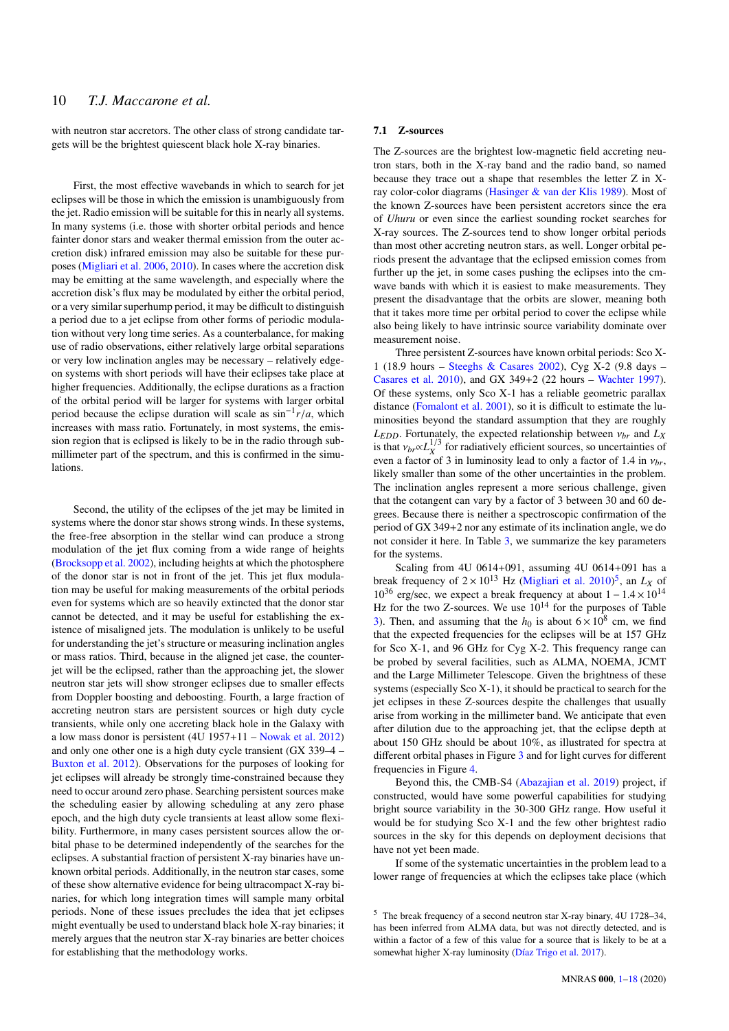with neutron star accretors. The other class of strong candidate targets will be the brightest quiescent black hole X-ray binaries.

First, the most effective wavebands in which to search for jet eclipses will be those in which the emission is unambiguously from the jet. Radio emission will be suitable for this in nearly all systems. In many systems (i.e. those with shorter orbital periods and hence fainter donor stars and weaker thermal emission from the outer accretion disk) infrared emission may also be suitable for these purposes (Migliari et al. 2006, 2010). In cases where the accretion disk may be emitting at the same wavelength, and especially where the accretion disk's flux may be modulated by either the orbital period, or a very similar superhump period, it may be difficult to distinguish a period due to a jet eclipse from other forms of periodic modulation without very long time series. As a counterbalance, for making use of radio observations, either relatively large orbital separations or very low inclination angles may be necessary – relatively edge-on systems with short periods will have their eclipses take place at higher frequencies. Additionally, the eclipse durations as a fraction of the orbital period will be larger for systems with larger orbital period because the eclipse duration will scale as $\sin^{-1} r/a$, which increases with mass ratio. Fortunately, in most systems, the emission region that is eclipsed is likely to be in the radio through sub-millimeter part of the spectrum, and this is confirmed in the simulations.

Second, the utility of the eclipses of the jet may be limited in systems where the donor star shows strong winds. In these systems, the free-free absorption in the stellar wind can produce a strong modulation of the jet flux coming from a wide range of heights (Brocksopp et al. 2002), including heights at which the photosphere of the donor star is not in front of the jet. This jet flux modulation may be useful for making measurements of the orbital periods even for systems which are so heavily extincted that the donor star cannot be detected, and it may be useful for establishing the existence of misaligned jets. The modulation is unlikely to be useful for understanding the jet's structure or measuring inclination angles or mass ratios. Third, because in the aligned jet case, the counter-jet will be the eclipsed, rather than the approaching jet, the slower neutron star jets will show stronger eclipses due to smaller effects from Doppler boosting and deboosting. Fourth, a large fraction of accreting neutron stars are persistent sources or high duty cycle transients, while only one accreting black hole in the Galaxy with a low mass donor is persistent (4U 1957+11 – Nowak et al. 2012) and only one other one is a high duty cycle transient (GX 339–4 – Buxton et al. 2012). Observations for the purposes of looking for jet eclipses will already be strongly time-constrained because they need to occur around zero phase. Searching persistent sources make the scheduling easier by allowing scheduling at any zero phase epoch, and the high duty cycle transients at least allow some flexibility. Furthermore, in many cases persistent sources allow the orbital phase to be determined independently of the searches for the eclipses. A substantial fraction of persistent X-ray binaries have unknown orbital periods. Additionally, in the neutron star cases, some of these show alternative evidence for being ultracompact X-ray binaries, for which long integration times will sample many orbital periods. None of these issues precludes the idea that jet eclipses might eventually be used to understand black hole X-ray binaries; it merely argues that the neutron star X-ray binaries are better choices for establishing that the methodology works.

### 7.1 Z-sources

The Z-sources are the brightest low-magnetic field accreting neutron stars, both in the X-ray band and the radio band, so named because they trace out a shape that resembles the letter Z in X-ray color-color diagrams (Hasinger & van der Klis 1989). Most of the known Z-sources have been persistent accretors since the era of *Uhuru* or even since the earliest sounding rocket searches for X-ray sources. The Z-sources tend to show longer orbital periods than most other accreting neutron stars, as well. Longer orbital periods present the advantage that the eclipsed emission comes from further up the jet, in some cases pushing the eclipses into the cm-wave bands with which it is easiest to make measurements. They present the disadvantage that the orbits are slower, meaning both that it takes more time per orbital period to cover the eclipse while also being likely to have intrinsic source variability dominate over measurement noise.

Three persistent Z-sources have known orbital periods: Sco X-1 (18.9 hours – Steeghs & Casares 2002), Cyg X-2 (9.8 days – Casares et al. 2010), and GX 349+2 (22 hours – Wachter 1997). Of these systems, only Sco X-1 has a reliable geometric parallax distance (Fomalont et al. 2001), so it is difficult to estimate the luminosities beyond the standard assumption that they are roughly $L_{EDD}$. Fortunately, the expected relationship between $\nu_{br}$ and $L_X$ is that $\nu_{br} \propto L_X^{1/3}$ for radiatively efficient sources, so uncertainties of even a factor of 3 in luminosity lead to only a factor of 1.4 in $\nu_{br}$, likely smaller than some of the other uncertainties in the problem. The inclination angles represent a more serious challenge, given that the cotangent can vary by a factor of 3 between 30 and 60 degrees. Because there is neither a spectroscopic confirmation of the period of GX 349+2 nor any estimate of its inclination angle, we do not consider it here. In Table 3, we summarize the key parameters for the systems.

Scaling from 4U 0614+091, assuming 4U 0614+091 has a break frequency of $2\times10^{13}$ Hz (Migliari et al. 2010)[5], an $L_X$ of $10^{36}$ erg/sec, we expect a break frequency at about $1-1.4\times10^{14}$ Hz for the two Z-sources. We use $10^{14}$ for the purposes of Table 3). Then, and assuming that the $h_0$ is about $6\times10^{8}$ cm, we find that the expected frequencies for the eclipses will be at 157 GHz for Sco X-1, and 96 GHz for Cyg X-2. This frequency range can be probed by several facilities, such as ALMA, NOEMA, JCMT and the Large Millimeter Telescope. Given the brightness of these systems (especially Sco X-1), it should be practical to search for the jet eclipses in these Z-sources despite the challenges that usually arise from working in the millimeter band. We anticipate that even after dilution due to the approaching jet, that the eclipse depth at about 150 GHz should be about 10%, as illustrated for spectra at different orbital phases in Figure 3 and for light curves for different frequencies in Figure 4.

Beyond this, the CMB-S4 (Abazajian et al. 2019) project, if constructed, would have some powerful capabilities for studying bright source variability in the 30-300 GHz range. How useful it would be for studying Sco X-1 and the few other brightest radio sources in the sky for this depends on deployment decisions that have not yet been made.

If some of the systematic uncertainties in the problem lead to a lower range of frequencies at which the eclipses take place (which

[5] The break frequency of a second neutron star X-ray binary, 4U 1728–34, has been inferred from ALMA data, but was not directly detected, and is within a factor of a few of this value for a source that is likely to be at a somewhat higher X-ray luminosity (Díaz Trigo et al. 2017).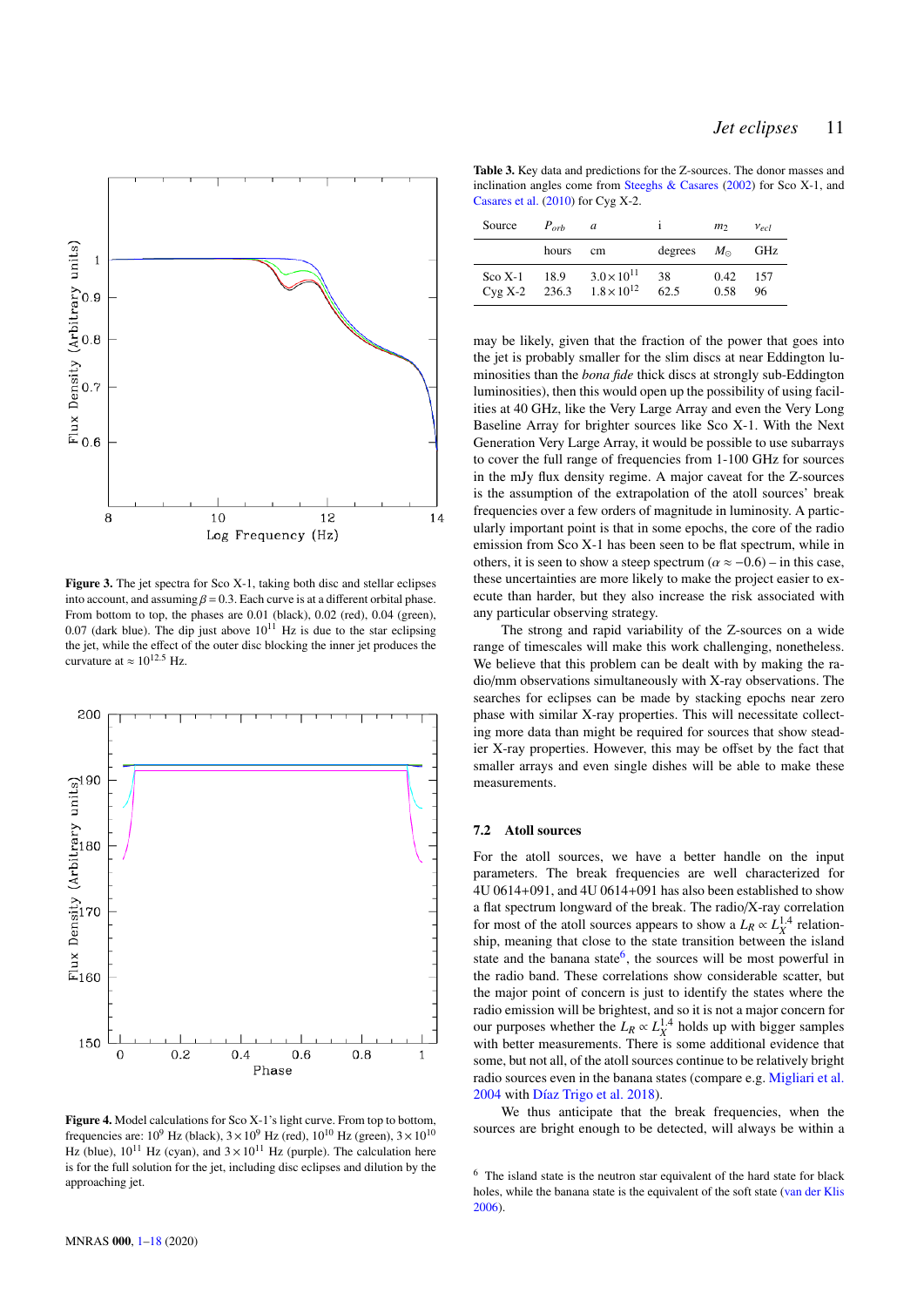**Figure 3.** The jet spectra for Sco X-1, taking both disc and stellar eclipses into account, and assuming $\beta = 0.3$. Each curve is at a different orbital phase. From bottom to top, the phases are 0.01 (black), 0.02 (red), 0.04 (green), 0.07 (dark blue). The dip just above $10^{11}$ Hz is due to the star eclipsing the jet, while the effect of the outer disc blocking the inner jet produces the curvature at $\approx 10^{12.5}$ Hz.

**Figure 4.** Model calculations for Sco X-1's light curve. From top to bottom, frequencies are: $10^9$ Hz (black), $3\times10^9$ Hz (red), $10^{10}$ Hz (green), $3\times10^{10}$ Hz (blue), $10^{11}$ Hz (cyan), and $3\times10^{11}$ Hz (purple). The calculation here is for the full solution for the jet, including disc eclipses and dilution by the approaching jet.

**Table 3.** Key data and predictions for the Z-sources. The donor masses and inclination angles come from Steeghs & Casares (2002) for Sco X-1, and Casares et al. (2010) for Cyg X-2.

| Source | $P_{orb}$ | $a$ | i | $m_2$ | $\nu_{ecl}$ |
|---|---|---|---|---|---|
| | hours | cm | degrees | $M_\odot$ | GHz |
| Sco X-1 | 18.9 | $3.0\times10^{11}$ | 38 | 0.42 | 157 |
| Cyg X-2 | 236.3 | $1.8\times10^{12}$ | 62.5 | 0.58 | 96 |

may be likely, given that the fraction of the power that goes into the jet is probably smaller for the slim discs at near Eddington luminosities than the *bona fide* thick discs at strongly sub-Eddington luminosities), then this would open up the possibility of using facilities at 40 GHz, like the Very Large Array and even the Very Long Baseline Array for brighter sources like Sco X-1. With the Next Generation Very Large Array, it would be possible to use subarrays to cover the full range of frequencies from 1-100 GHz for sources in the mJy flux density regime. A major caveat for the Z-sources is the assumption of the extrapolation of the atoll sources' break frequencies over a few orders of magnitude in luminosity. A particularly important point is that in some epochs, the core of the radio emission from Sco X-1 has been seen to be flat spectrum, while in others, it is seen to show a steep spectrum ($\alpha \approx -0.6$) – in this case, these uncertainties are more likely to make the project easier to execute than harder, but they also increase the risk associated with any particular observing strategy.

The strong and rapid variability of the Z-sources on a wide range of timescales will make this work challenging, nonetheless. We believe that this problem can be dealt with by making the radio/mm observations simultaneously with X-ray observations. The searches for eclipses can be made by stacking epochs near zero phase with similar X-ray properties. This will necessitate collecting more data than might be required for sources that show steadier X-ray properties. However, this may be offset by the fact that smaller arrays and even single dishes will be able to make these measurements.

### 7.2 Atoll sources

For the atoll sources, we have a better handle on the input parameters. The break frequencies are well characterized for 4U 0614+091, and 4U 0614+091 has also been established to show a flat spectrum longward of the break. The radio/X-ray correlation for most of the atoll sources appears to show a $L_R \propto L_X^{1.4}$ relationship, meaning that close to the state transition between the island state and the banana state[6], the sources will be most powerful in the radio band. These correlations show considerable scatter, but the major point of concern is just to identify the states where the radio emission will be brightest, and so it is not a major concern for our purposes whether the $L_R \propto L_X^{1.4}$ holds up with bigger samples with better measurements. There is some additional evidence that some, but not all, of the atoll sources continue to be relatively bright radio sources even in the banana states (compare e.g. Migliari et al. 2004 with Díaz Trigo et al. 2018).

We thus anticipate that the break frequencies, when the sources are bright enough to be detected, will always be within a

[6] The island state is the neutron star equivalent of the hard state for black holes, while the banana state is the equivalent of the soft state (van der Klis 2006).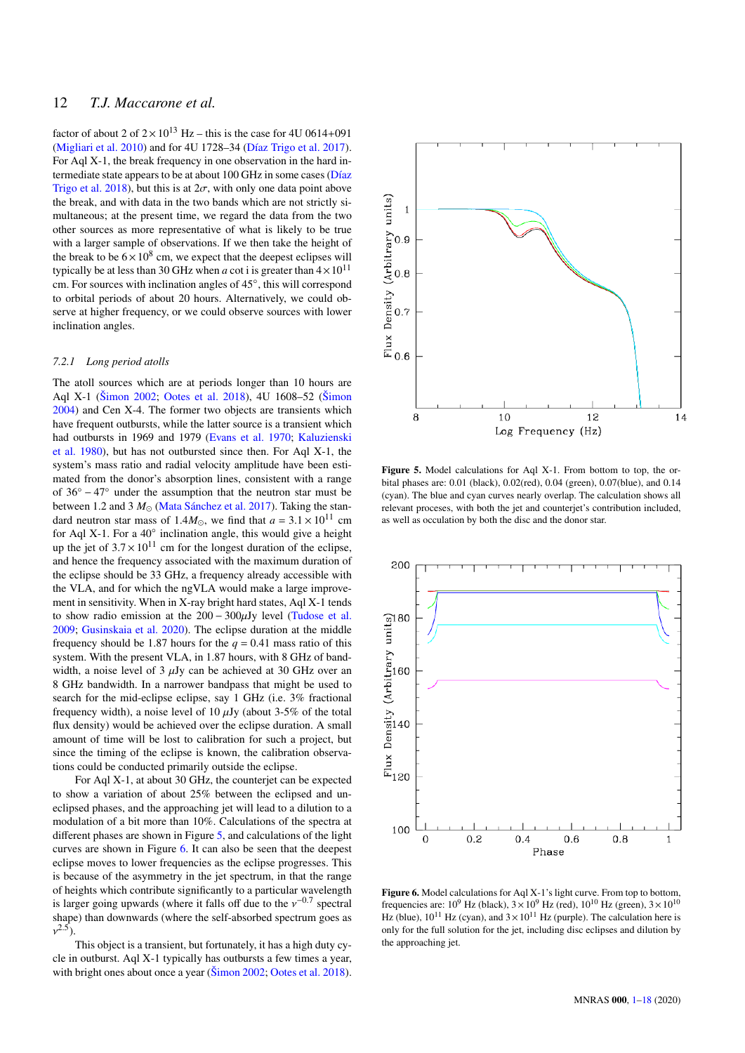factor of about 2 of $2\times10^{13}$ Hz – this is the case for 4U 0614+091 (Migliari et al. 2010) and for 4U 1728–34 (Díaz Trigo et al. 2017). For Aql X-1, the break frequency in one observation in the hard intermediate state appears to be at about 100 GHz in some cases (Díaz Trigo et al. 2018), but this is at $2\sigma$, with only one data point above the break, and with data in the two bands which are not strictly simultaneous; at the present time, we regard the data from the two other sources as more representative of what is likely to be true with a larger sample of observations. If we then take the height of the break to be $6\times10^8$ cm, we expect that the deepest eclipses will typically be at less than 30 GHz when $a$ cot i is greater than $4\times10^{11}$ cm. For sources with inclination angles of 45°, this will correspond to orbital periods of about 20 hours. Alternatively, we could observe at higher frequency, or we could observe sources with lower inclination angles.

### 7.2.1 *Long period atolls*

The atoll sources which are at periods longer than 10 hours are Aql X-1 (Šimon 2002; Ootes et al. 2018), 4U 1608–52 (Šimon 2004) and Cen X-4. The former two objects are transients which have frequent outbursts, while the latter source is a transient which had outbursts in 1969 and 1979 (Evans et al. 1970; Kaluzienski et al. 1980), but has not outbursted since then. For Aql X-1, the system's mass ratio and radial velocity amplitude have been estimated from the donor's absorption lines, consistent with a range of $36^\circ-47^\circ$ under the assumption that the neutron star must be between 1.2 and 3 $M_\odot$ (Mata Sánchez et al. 2017). Taking the standard neutron star mass of $1.4M_\odot$, we find that $a = 3.1\times10^{11}$ cm for Aql X-1. For a 40° inclination angle, this would give a height up the jet of $3.7\times10^{11}$ cm for the longest duration of the eclipse, and hence the frequency associated with the maximum duration of the eclipse should be 33 GHz, a frequency already accessible with the VLA, and for which the ngVLA would make a large improvement in sensitivity. When in X-ray bright hard states, Aql X-1 tends to show radio emission at the $200-300\mu$Jy level (Tudose et al. 2009; Gusinskaia et al. 2020). The eclipse duration at the middle frequency should be 1.87 hours for the $q = 0.41$ mass ratio of this system. With the present VLA, in 1.87 hours, with 8 GHz of bandwidth, a noise level of 3 $\mu$Jy can be achieved at 30 GHz over an 8 GHz bandwidth. In a narrower bandpass that might be used to search for the mid-eclipse eclipse, say 1 GHz (i.e. 3% fractional frequency width), a noise level of 10 $\mu$Jy (about 3-5% of the total flux density) would be achieved over the eclipse duration. A small amount of time will be lost to calibration for such a project, but since the timing of the eclipse is known, the calibration observations could be conducted primarily outside the eclipse.

For Aql X-1, at about 30 GHz, the counterjet can be expected to show a variation of about 25% between the eclipsed and uneclipsed phases, and the approaching jet will lead to a dilution to a modulation of a bit more than 10%. Calculations of the spectra at different phases are shown in Figure 5, and calculations of the light curves are shown in Figure 6. It can also be seen that the deepest eclipse moves to lower frequencies as the eclipse progresses. This is because of the asymmetry in the jet spectrum, in that the range of heights which contribute significantly to a particular wavelength is larger going upwards (where it falls off due to the $\nu^{-0.7}$ spectral shape) than downwards (where the self-absorbed spectrum goes as $\nu^{2.5}$).

This object is a transient, but fortunately, it has a high duty cycle in outburst. Aql X-1 typically has outbursts a few times a year, with bright ones about once a year (Šimon 2002; Ootes et al. 2018).

**Figure 5.** Model calculations for Aql X-1. From bottom to top, the orbital phases are: 0.01 (black), 0.02(red), 0.04 (green), 0.07(blue), and 0.14 (cyan). The blue and cyan curves nearly overlap. The calculation shows all relevant proceses, with both the jet and counterjet's contribution included, as well as occulation by both the disc and the donor star.

**Figure 6.** Model calculations for Aql X-1's light curve. From top to bottom, frequencies are: $10^9$ Hz (black), $3\times10^9$ Hz (red), $10^{10}$ Hz (green), $3\times10^{10}$ Hz (blue), $10^{11}$ Hz (cyan), and $3\times10^{11}$ Hz (purple). The calculation here is only for the full solution for the jet, including disc eclipses and dilution by the approaching jet.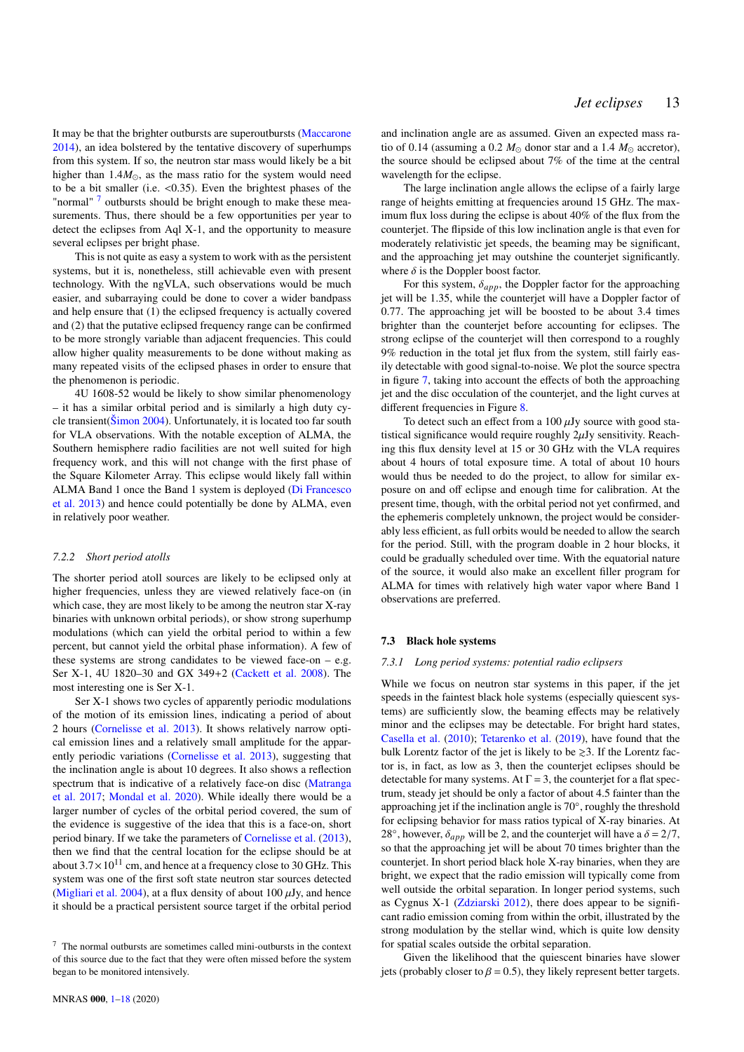It may be that the brighter outbursts are superoutbursts (Maccarone 2014), an idea bolstered by the tentative discovery of superhumps from this system. If so, the neutron star mass would likely be a bit higher than $1.4M_\odot$, as the mass ratio for the system would need to be a bit smaller (i.e. <0.35). Even the brightest phases of the "normal" [7] outbursts should be bright enough to make these measurements. Thus, there should be a few opportunities per year to detect the eclipses from Aql X-1, and the opportunity to measure several eclipses per bright phase.

This is not quite as easy a system to work with as the persistent systems, but it is, nonetheless, still achievable even with present technology. With the ngVLA, such observations would be much easier, and subarraying could be done to cover a wider bandpass and help ensure that (1) the eclipsed frequency is actually covered and (2) that the putative eclipsed frequency range can be confirmed to be more strongly variable than adjacent frequencies. This could allow higher quality measurements to be done without making as many repeated visits of the eclipsed phases in order to ensure that the phenomenon is periodic.

4U 1608-52 would be likely to show similar phenomenology – it has a similar orbital period and is similarly a high duty cycle transient(Šimon 2004). Unfortunately, it is located too far south for VLA observations. With the notable exception of ALMA, the Southern hemisphere radio facilities are not well suited for high frequency work, and this will not change with the first phase of the Square Kilometer Array. This eclipse would likely fall within ALMA Band 1 once the Band 1 system is deployed (Di Francesco et al. 2013) and hence could potentially be done by ALMA, even in relatively poor weather.

#### 7.2.2 *Short period atolls*

The shorter period atoll sources are likely to be eclipsed only at higher frequencies, unless they are viewed relatively face-on (in which case, they are most likely to be among the neutron star X-ray binaries with unknown orbital periods), or show strong superhump modulations (which can yield the orbital period to within a few percent, but cannot yield the orbital phase information). A few of these systems are strong candidates to be viewed face-on – e.g. Ser X-1, 4U 1820–30 and GX 349+2 (Cackett et al. 2008). The most interesting one is Ser X-1.

Ser X-1 shows two cycles of apparently periodic modulations of the motion of its emission lines, indicating a period of about 2 hours (Cornelisse et al. 2013). It shows relatively narrow optical emission lines and a relatively small amplitude for the apparently periodic variations (Cornelisse et al. 2013), suggesting that the inclination angle is about 10 degrees. It also shows a reflection spectrum that is indicative of a relatively face-on disc (Matranga et al. 2017; Mondal et al. 2020). While ideally there would be a larger number of cycles of the orbital period covered, the sum of the evidence is suggestive of the idea that this is a face-on, short period binary. If we take the parameters of Cornelisse et al. (2013), then we find that the central location for the eclipse should be at about $3.7\times10^{11}$ cm, and hence at a frequency close to 30 GHz. This system was one of the first soft state neutron star sources detected (Migliari et al. 2004), at a flux density of about 100 $\mu$Jy, and hence it should be a practical persistent source target if the orbital period and inclination angle are as assumed. Given an expected mass ratio of 0.14 (assuming a 0.2 $M_\odot$ donor star and a 1.4 $M_\odot$ accretor), the source should be eclipsed about 7% of the time at the central wavelength for the eclipse.

The large inclination angle allows the eclipse of a fairly large range of heights emitting at frequencies around 15 GHz. The maximum flux loss during the eclipse is about 40% of the flux from the counterjet. The flipside of this low inclination angle is that even for moderately relativistic jet speeds, the beaming may be significant, and the approaching jet may outshine the counterjet significantly. where $\delta$ is the Doppler boost factor.

For this system, $\delta_{app}$, the Doppler factor for the approaching jet will be 1.35, while the counterjet will have a Doppler factor of 0.77. The approaching jet will be boosted to be about 3.4 times brighter than the counterjet before accounting for eclipses. The strong eclipse of the counterjet will then correspond to a roughly 9% reduction in the total jet flux from the system, still fairly easily detectable with good signal-to-noise. We plot the source spectra in figure 7, taking into account the effects of both the approaching jet and the disc occulation of the counterjet, and the light curves at different frequencies in Figure 8.

To detect such an effect from a 100 $\mu$Jy source with good statistical significance would require roughly 2$\mu$Jy sensitivity. Reaching this flux density level at 15 or 30 GHz with the VLA requires about 4 hours of total exposure time. A total of about 10 hours would thus be needed to do the project, to allow for similar exposure on and off eclipse and enough time for calibration. At the present time, though, with the orbital period not yet confirmed, and the ephemeris completely unknown, the project would be considerably less efficient, as full orbits would be needed to allow the search for the period. Still, with the program doable in 2 hour blocks, it could be gradually scheduled over time. With the equatorial nature of the source, it would also make an excellent filler program for ALMA for times with relatively high water vapor where Band 1 observations are preferred.

### 7.3 Black hole systems

#### 7.3.1 *Long period systems: potential radio eclipsers*

While we focus on neutron star systems in this paper, if the jet speeds in the faintest black hole systems (especially quiescent systems) are sufficiently slow, the beaming effects may be relatively minor and the eclipses may be detectable. For bright hard states, Casella et al. (2010); Tetarenko et al. (2019), have found that the bulk Lorentz factor of the jet is likely to be $\gtrsim$3. If the Lorentz factor is, in fact, as low as 3, then the counterjet eclipses should be detectable for many systems. At $\Gamma = 3$, the counterjet for a flat spectrum, steady jet should be only a factor of about 4.5 fainter than the approaching jet if the inclination angle is 70°, roughly the threshold for eclipsing behavior for mass ratios typical of X-ray binaries. At 28°, however, $\delta_{app}$ will be 2, and the counterjet will have a $\delta = 2/7$, so that the approaching jet will be about 70 times brighter than the counterjet. In short period black hole X-ray binaries, when they are bright, we expect that the radio emission will typically come from well outside the orbital separation. In longer period systems, such as Cygnus X-1 (Zdziarski 2012), there does appear to be significant radio emission coming from within the orbit, illustrated by the strong modulation by the stellar wind, which is quite low density for spatial scales outside the orbital separation.

Given the likelihood that the quiescent binaries have slower jets (probably closer to $\beta = 0.5$), they likely represent better targets.

[7] The normal outbursts are sometimes called mini-outbursts in the context of this source due to the fact that they were often missed before the system began to be monitored intensively.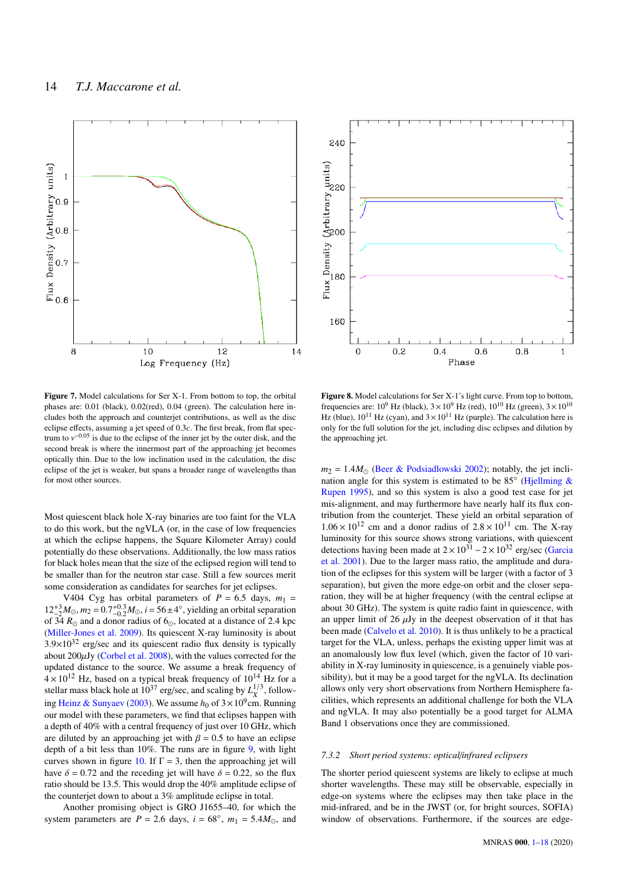**Figure 7.** Model calculations for Ser X-1. From bottom to top, the orbital phases are: 0.01 (black), 0.02(red), 0.04 (green). The calculation here includes both the approach and counterjet contributions, as well as the disc eclipse effects, assuming a jet speed of 0.3$c$. The first break, from flat spectrum to $\nu^{-0.05}$ is due to the eclipse of the inner jet by the outer disk, and the second break is where the innermost part of the approaching jet becomes optically thin. Due to the low inclination used in the calculation, the disc eclipse of the jet is weaker, but spans a broader range of wavelengths than for most other sources.

**Figure 8.** Model calculations for Ser X-1's light curve. From top to bottom, frequencies are: $10^9$ Hz (black), $3\times10^9$ Hz (red), $10^{10}$ Hz (green), $3\times10^{10}$ Hz (blue), $10^{11}$ Hz (cyan), and $3\times10^{11}$ Hz (purple). The calculation here is only for the full solution for the jet, including disc eclipses and dilution by the approaching jet.

Most quiescent black hole X-ray binaries are too faint for the VLA to do this work, but the ngVLA (or, in the case of low frequencies at which the eclipse happens, the Square Kilometer Array) could potentially do these observations. Additionally, the low mass ratios for black holes mean that the size of the eclipsed region will tend to be smaller than for the neutron star case. Still a few sources merit some consideration as candidates for searches for jet eclipses.

V404 Cyg has orbital parameters of $P$ = 6.5 days, $m_1 = 12^{+3}_{-2}M_\odot$, $m_2 = 0.7^{+0.3}_{-0.2}M_\odot$, $i = 56\pm4^\circ$, yielding an orbital separation of 34 $R_\odot$ and a donor radius of $6_\odot$, located at a distance of 2.4 kpc (Miller-Jones et al. 2009). Its quiescent X-ray luminosity is about $3.9\times10^{32}$ erg/sec and its quiescent radio flux density is typically about 200$\mu$Jy (Corbel et al. 2008), with the values corrected for the updated distance to the source. We assume a break frequency of $4\times10^{12}$ Hz, based on a typical break frequency of $10^{14}$ Hz for a stellar mass black hole at $10^{37}$ erg/sec, and scaling by $L_X^{1/3}$, following Heinz & Sunyaev (2003). We assume $h_0$ of $3\times10^9$cm. Running our model with these parameters, we find that eclipses happen with a depth of a 40% with a central frequency of just over 10 GHz, which are diluted by an approaching jet with $\beta = 0.5$ to have an eclipse depth of a bit less than 10%. The runs are in figure 9, with light curves shown in figure 10. If $\Gamma = 3$, then the approaching jet will have $\delta = 0.72$ and the receding jet will have $\delta = 0.22$, so the flux ratio should be 13.5. This would drop the 40% amplitude eclipse of the counterjet down to about a 3% amplitude eclipse in total.

Another promising object is GRO J1655–40, for which the system parameters are $P$ = 2.6 days, $i = 68^\circ$, $m_1 = 5.4M_\odot$, and $m_2 = 1.4M_\odot$ (Beer & Podsiadlowski 2002); notably, the jet inclination angle for this system is estimated to be 85° (Hjellming & Rupen 1995), and so this system is also a good test case for jet mis-alignment, and may furthermore have nearly half its flux contribution from the counterjet. These yield an orbital separation of $1.06\times10^{12}$ cm and a donor radius of $2.8\times10^{11}$ cm. The X-ray luminosity for this source shows strong variations, with quiescent detections having been made at $2\times10^{31} - 2\times10^{32}$ erg/sec (Garcia et al. 2001). Due to the larger mass ratio, the amplitude and duration of the eclipses for this system will be larger (with a factor of 3 separation), but given the more edge-on orbit and the closer separation, they will be at higher frequency (with the central eclipse at about 30 GHz). The system is quite radio faint in quiescence, with an upper limit of 26 $\mu$Jy in the deepest observation of it that has been made (Calvelo et al. 2010). It is thus unlikely to be a practical target for the VLA, unless, perhaps the existing upper limit was at an anomalously low flux level (which, given the factor of 10 variability in X-ray luminosity in quiescence, is a genuinely viable possibility), but it may be a good target for the ngVLA. Its declination allows only very short observations from Northern Hemisphere facilities, which represents an additional challenge for both the VLA and ngVLA. It may also potentially be a good target for ALMA Band 1 observations once they are commissioned.

### 7.3.2 *Short period systems: optical/infrared eclipsers*

The shorter period quiescent systems are likely to eclipse at much shorter wavelengths. These may still be observable, especially in edge-on systems where the eclipses may then take place in the mid-infrared, and be in the JWST (or, for bright sources, SOFIA) window of observations. Furthermore, if the sources are edge-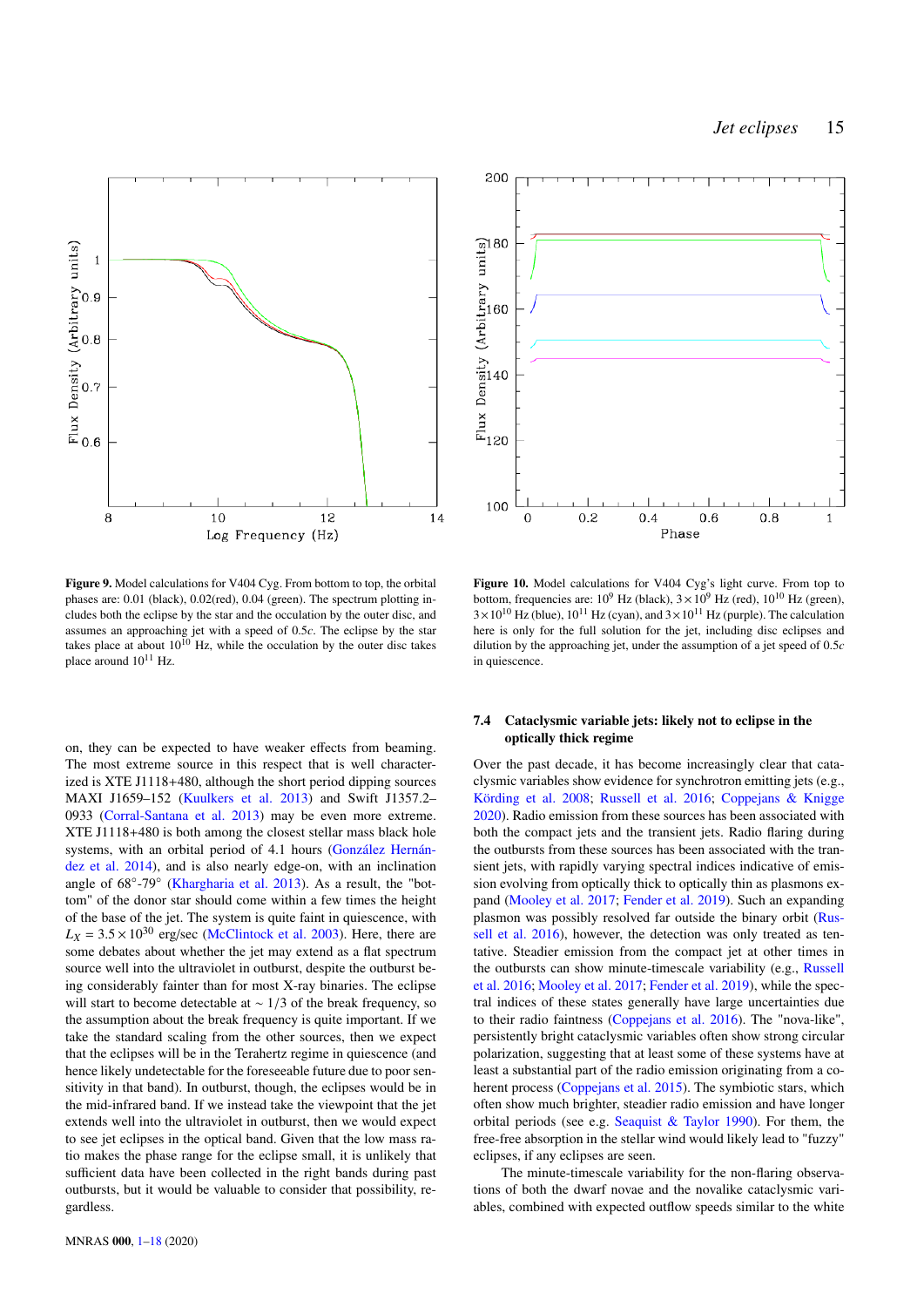**Figure 9.** Model calculations for V404 Cyg. From bottom to top, the orbital phases are: 0.01 (black), 0.02(red), 0.04 (green). The spectrum plotting includes both the eclipse by the star and the occulation by the outer disc, and assumes an approaching jet with a speed of 0.5$c$. The eclipse by the star takes place at about $10^{10}$ Hz, while the occulation by the outer disc takes place around $10^{11}$ Hz.

**Figure 10.** Model calculations for V404 Cyg's light curve. From top to bottom, frequencies are: $10^9$ Hz (black), $3\times10^9$ Hz (red), $10^{10}$ Hz (green), $3\times10^{10}$ Hz (blue), $10^{11}$ Hz (cyan), and $3\times10^{11}$ Hz (purple). The calculation here is only for the full solution for the jet, including disc eclipses and dilution by the approaching jet, under the assumption of a jet speed of 0.5$c$ in quiescence.

on, they can be expected to have weaker effects from beaming. The most extreme source in this respect that is well characterized is XTE J1118+480, although the short period dipping sources MAXI J1659–152 (Kuulkers et al. 2013) and Swift J1357.2–0933 (Corral-Santana et al. 2013) may be even more extreme. XTE J1118+480 is both among the closest stellar mass black hole systems, with an orbital period of 4.1 hours (González Hernández et al. 2014), and is also nearly edge-on, with an inclination angle of 68°-79° (Khargharia et al. 2013). As a result, the "bottom" of the donor star should come within a few times the height of the base of the jet. The system is quite faint in quiescence, with $L_X = 3.5\times10^{30}$ erg/sec (McClintock et al. 2003). Here, there are some debates about whether the jet may extend as a flat spectrum source well into the ultraviolet in outburst, despite the outburst being considerably fainter than for most X-ray binaries. The eclipse will start to become detectable at $\sim 1/3$ of the break frequency, so the assumption about the break frequency is quite important. If we take the standard scaling from the other sources, then we expect that the eclipses will be in the Terahertz regime in quiescence (and hence likely undetectable for the foreseeable future due to poor sensitivity in that band). In outburst, though, the eclipses would be in the mid-infrared band. If we instead take the viewpoint that the jet extends well into the ultraviolet in outburst, then we would expect to see jet eclipses in the optical band. Given that the low mass ratio makes the phase range for the eclipse small, it is unlikely that sufficient data have been collected in the right bands during past outbursts, but it would be valuable to consider that possibility, regardless.

### 7.4 Cataclysmic variable jets: likely not to eclipse in the optically thick regime

Over the past decade, it has become increasingly clear that cataclysmic variables show evidence for synchrotron emitting jets (e.g., Körding et al. 2008; Russell et al. 2016; Coppejans & Knigge 2020). Radio emission from these sources has been associated with both the compact jets and the transient jets. Radio flaring during the outbursts from these sources has been associated with the transient jets, with rapidly varying spectral indices indicative of emission evolving from optically thick to optically thin as plasmons expand (Mooley et al. 2017; Fender et al. 2019). Such an expanding plasmon was possibly resolved far outside the binary orbit (Russell et al. 2016), however, the detection was only treated as tentative. Steadier emission from the compact jet at other times in the outbursts can show minute-timescale variability (e.g., Russell et al. 2016; Mooley et al. 2017; Fender et al. 2019), while the spectral indices of these states generally have large uncertainties due to their radio faintness (Coppejans et al. 2016). The "nova-like", persistently bright cataclysmic variables often show strong circular polarization, suggesting that at least some of these systems have at least a substantial part of the radio emission originating from a coherent process (Coppejans et al. 2015). The symbiotic stars, which often show much brighter, steadier radio emission and have longer orbital periods (see e.g. Seaquist & Taylor 1990). For them, the free-free absorption in the stellar wind would likely lead to "fuzzy" eclipses, if any eclipses are seen.

The minute-timescale variability for the non-flaring observations of both the dwarf novae and the novalike cataclysmic variables, combined with expected outflow speeds similar to the white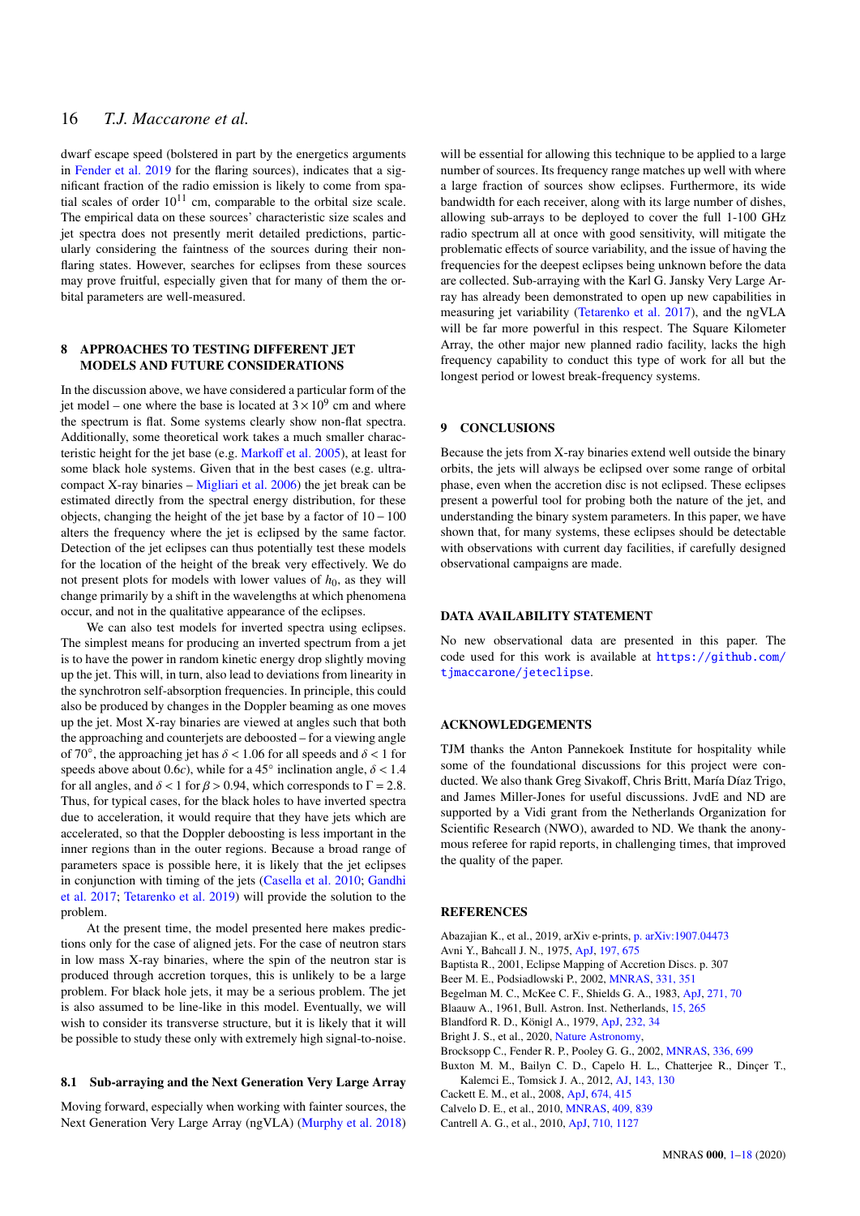dwarf escape speed (bolstered in part by the energetics arguments in Fender et al. 2019 for the flaring sources), indicates that a significant fraction of the radio emission is likely to come from spatial scales of order $10^{11}$ cm, comparable to the orbital size scale. The empirical data on these sources' characteristic size scales and jet spectra does not presently merit detailed predictions, particularly considering the faintness of the sources during their non-flaring states. However, searches for eclipses from these sources may prove fruitful, especially given that for many of them the orbital parameters are well-measured.

## 8 APPROACHES TO TESTING DIFFERENT JET MODELS AND FUTURE CONSIDERATIONS

In the discussion above, we have considered a particular form of the jet model – one where the base is located at $3\times10^9$ cm and where the spectrum is flat. Some systems clearly show non-flat spectra. Additionally, some theoretical work takes a much smaller characteristic height for the jet base (e.g. Markoff et al. 2005), at least for some black hole systems. Given that in the best cases (e.g. ultracompact X-ray binaries – Migliari et al. 2006) the jet break can be estimated directly from the spectral energy distribution, for these objects, changing the height of the jet base by a factor of $10-100$ alters the frequency where the jet is eclipsed by the same factor. Detection of the jet eclipses can thus potentially test these models for the location of the height of the break very effectively. We do not present plots for models with lower values of $h_0$, as they will change primarily by a shift in the wavelengths at which phenomena occur, and not in the qualitative appearance of the eclipses.

We can also test models for inverted spectra using eclipses. The simplest means for producing an inverted spectrum from a jet is to have the power in random kinetic energy drop slightly moving up the jet. This will, in turn, also lead to deviations from linearity in the synchrotron self-absorption frequencies. In principle, this could also be produced by changes in the Doppler beaming as one moves up the jet. Most X-ray binaries are viewed at angles such that both the approaching and counterjets are deboosted – for a viewing angle of 70°, the approaching jet has $\delta < 1.06$ for all speeds and $\delta < 1$ for speeds above about $0.6c$), while for a 45° inclination angle, $\delta < 1.4$ for all angles, and $\delta < 1$ for $\beta > 0.94$, which corresponds to $\Gamma = 2.8$. Thus, for typical cases, for the black holes to have inverted spectra due to acceleration, it would require that they have jets which are accelerated, so that the Doppler deboosting is less important in the inner regions than in the outer regions. Because a broad range of parameters space is possible here, it is likely that the jet eclipses in conjunction with timing of the jets (Casella et al. 2010; Gandhi et al. 2017; Tetarenko et al. 2019) will provide the solution to the problem.

At the present time, the model presented here makes predictions only for the case of aligned jets. For the case of neutron stars in low mass X-ray binaries, where the spin of the neutron star is produced through accretion torques, this is unlikely to be a large problem. For black hole jets, it may be a serious problem. The jet is also assumed to be line-like in this model. Eventually, we will wish to consider its transverse structure, but it is likely that it will be possible to study these only with extremely high signal-to-noise.

### 8.1 Sub-arraying and the Next Generation Very Large Array

Moving forward, especially when working with fainter sources, the Next Generation Very Large Array (ngVLA) (Murphy et al. 2018) will be essential for allowing this technique to be applied to a large number of sources. Its frequency range matches up well with where a large fraction of sources show eclipses. Furthermore, its wide bandwidth for each receiver, along with its large number of dishes, allowing sub-arrays to be deployed to cover the full 1-100 GHz radio spectrum all at once with good sensitivity, will mitigate the problematic effects of source variability, and the issue of having the frequencies for the deepest eclipses being unknown before the data are collected. Sub-arraying with the Karl G. Jansky Very Large Array has already been demonstrated to open up new capabilities in measuring jet variability (Tetarenko et al. 2017), and the ngVLA will be far more powerful in this respect. The Square Kilometer Array, the other major new planned radio facility, lacks the high frequency capability to conduct this type of work for all but the longest period or lowest break-frequency systems.

## 9 CONCLUSIONS

Because the jets from X-ray binaries extend well outside the binary orbits, the jets will always be eclipsed over some range of orbital phase, even when the accretion disc is not eclipsed. These eclipses present a powerful tool for probing both the nature of the jet, and understanding the binary system parameters. In this paper, we have shown that, for many systems, these eclipses should be detectable with observations with current day facilities, if carefully designed observational campaigns are made.

## DATA AVAILABILITY STATEMENT

No new observational data are presented in this paper. The code used for this work is available at https://github.com/tjmaccarone/jeteclipse.

## ACKNOWLEDGEMENTS

TJM thanks the Anton Pannekoek Institute for hospitality while some of the foundational discussions for this project were conducted. We also thank Greg Sivakoff, Chris Britt, María Díaz Trigo, and James Miller-Jones for useful discussions. JvdE and ND are supported by a Vidi grant from the Netherlands Organization for Scientific Research (NWO), awarded to ND. We thank the anonymous referee for rapid reports, in challenging times, that improved the quality of the paper.

## REFERENCES

Abazajian K., et al., 2019, arXiv e-prints, p. arXiv:1907.04473
Avni Y., Bahcall J. N., 1975, ApJ, 197, 675
Baptista R., 2001, Eclipse Mapping of Accretion Discs. p. 307
Beer M. E., Podsiadlowski P., 2002, MNRAS, 331, 351
Begelman M. C., McKee C. F., Shields G. A., 1983, ApJ, 271, 70
Blaauw A., 1961, Bull. Astron. Inst. Netherlands, 15, 265
Blandford R. D., Königl A., 1979, ApJ, 232, 34
Bright J. S., et al., 2020, Nature Astronomy,
Brocksopp C., Fender R. P., Pooley G. G., 2002, MNRAS, 336, 699
Buxton M. M., Bailyn C. D., Capelo H. L., Chatterjee R., Dinçer T., Kalemci E., Tomsick J. A., 2012, AJ, 143, 130
Cackett E. M., et al., 2008, ApJ, 674, 415
Calvelo D. E., et al., 2010, MNRAS, 409, 839
Cantrell A. G., et al., 2010, ApJ, 710, 1127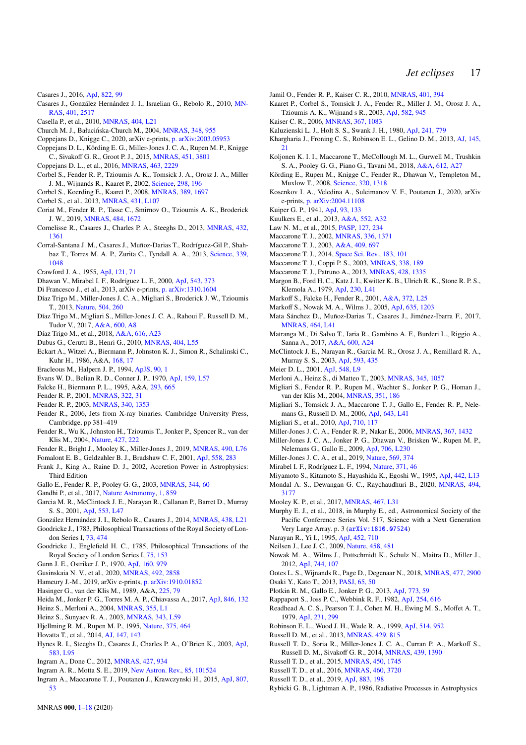Casares J., 2016, ApJ, 822, 99

Casares J., González Hernández J. I., Israelian G., Rebolo R., 2010, MNRAS, 401, 2517

Casella P., et al., 2010, MNRAS, 404, L21

Church M. J., Bałucińska-Church M., 2004, MNRAS, 348, 955

Coppejans D., Knigge C., 2020, arXiv e-prints, p. arXiv:2003.05953

Coppejans D. L., Körding E. G., Miller-Jones J. C. A., Rupen M. P., Knigge C., Sivakoff G. R., Groot P. J., 2015, MNRAS, 451, 3801

Coppejans D. L., et al., 2016, MNRAS, 463, 2229

Corbel S., Fender R. P., Tzioumis A. K., Tomsick J. A., Orosz J. A., Miller J. M., Wijnands R., Kaaret P., 2002, Science, 298, 196

Corbel S., Koerding E., Kaaret P., 2008, MNRAS, 389, 1697

Corbel S., et al., 2013, MNRAS, 431, L107

Coriat M., Fender R. P., Tasse C., Smirnov O., Tzioumis A. K., Broderick J. W., 2019, MNRAS, 484, 1672

Cornelisse R., Casares J., Charles P. A., Steeghs D., 2013, MNRAS, 432, 1361

Corral-Santana J. M., Casares J., Muñoz-Darias T., Rodríguez-Gil P., Shahbaz T., Torres M. A. P., Zurita C., Tyndall A. A., 2013, Science, 339, 1048

Crawford J. A., 1955, ApJ, 121, 71

Dhawan V., Mirabel I. F., Rodríguez L. F., 2000, ApJ, 543, 373

Di Francesco J., et al., 2013, arXiv e-prints, p. arXiv:1310.1604

Díaz Trigo M., Miller-Jones J. C. A., Migliari S., Broderick J. W., Tzioumis T., 2013, Nature, 504, 260

Díaz Trigo M., Migliari S., Miller-Jones J. C. A., Rahoui F., Russell D. M., Tudor V., 2017, A&A, 600, A8

Díaz Trigo M., et al., 2018, A&A, 616, A23

Dubus G., Cerutti B., Henri G., 2010, MNRAS, 404, L55

Eckart A., Witzel A., Biermann P., Johnston K. J., Simon R., Schalinski C., Kuhr H., 1986, A&A, 168, 17

Eracleous M., Halpern J. P., 1994, ApJS, 90, 1

Evans W. D., Belian R. D., Conner J. P., 1970, ApJ, 159, L57

Falcke H., Biermann P. L., 1995, A&A, 293, 665

Fender R. P., 2001, MNRAS, 322, 31

Fender R. P., 2003, MNRAS, 340, 1353

Fender R. P., 2006, Jets from X-ray binaries. Cambridge University Press, Cambridge, pp 381–419

Fender R., Wu K., Johnston H., Tzioumis T., Jonker P., Spencer R., van der Klis M., 2004, Nature, 427, 222

Fender R., Bright J., Mooley K., Miller-Jones J., 2019, MNRAS, 490, L76

Fomalont E. B., Geldzahler B. J., Bradshaw C. F., 2001, ApJ, 558, 283

Frank J., King A., Raine D. J., 2002, Accretion Power in Astrophysics: Third Edition

Gallo E., Fender R. P., Pooley G. G., 2003, MNRAS, 344, 60

Gandhi P., et al., 2017, Nature Astronomy, 1, 859

Garcia M. R., McClintock J. E., Narayan R., Callanan P., Barret D., Murray S. S., 2001, ApJ, 553, L47

González Hernández J. I., Rebolo R., Casares J., 2014, MNRAS, 438, L21

Goodricke J., 1783, Philosophical Transactions of the Royal Society of London Series I, 73, 474

Goodricke J., Englefield H. C., 1785, Philosophical Transactions of the Royal Society of London Series I, 75, 153

Gunn J. E., Ostriker J. P., 1970, ApJ, 160, 979

Gusinskaia N. V., et al., 2020, MNRAS, 492, 2858

Hameury J.-M., 2019, arXiv e-prints, p. arXiv:1910.01852

Hasinger G., van der Klis M., 1989, A&A, 225, 79

Heida M., Jonker P. G., Torres M. A. P., Chiavassa A., 2017, ApJ, 846, 132

Heinz S., Merloni A., 2004, MNRAS, 355, L1

Heinz S., Sunyaev R. A., 2003, MNRAS, 343, L59

Hjellming R. M., Rupen M. P., 1995, Nature, 375, 464

Hovatta T., et al., 2014, AJ, 147, 143

Hynes R. I., Steeghs D., Casares J., Charles P. A., O'Brien K., 2003, ApJ, 583, L95

Ingram A., Done C., 2012, MNRAS, 427, 934

Ingram A. R., Motta S. E., 2019, New Astron. Rev., 85, 101524

Ingram A., Maccarone T. J., Poutanen J., Krawczynski H., 2015, ApJ, 807, 53

Jamil O., Fender R. P., Kaiser C. R., 2010, MNRAS, 401, 394

Kaaret P., Corbel S., Tomsick J. A., Fender R., Miller J. M., Orosz J. A., Tzioumis A. K., Wijnand s R., 2003, ApJ, 582, 945

Kaiser C. R., 2006, MNRAS, 367, 1083

Kaluzienski L. J., Holt S. S., Swank J. H., 1980, ApJ, 241, 779

Khargharia J., Froning C. S., Robinson E. L., Gelino D. M., 2013, AJ, 145, 21

Koljonen K. I. I., Maccarone T., McCollough M. L., Gurwell M., Trushkin S. A., Pooley G. G., Piano G., Tavani M., 2018, A&A, 612, A27

Körding E., Rupen M., Knigge C., Fender R., Dhawan V., Templeton M., Muxlow T., 2008, Science, 320, 1318

Kosenkov I. A., Veledina A., Suleimanov V. F., Poutanen J., 2020, arXiv e-prints, p. arXiv:2004.11108

Kuiper G. P., 1941, ApJ, 93, 133

Kuulkers E., et al., 2013, A&A, 552, A32

Law N. M., et al., 2015, PASP, 127, 234

Maccarone T. J., 2002, MNRAS, 336, 1371

Maccarone T. J., 2003, A&A, 409, 697

Maccarone T. J., 2014, Space Sci. Rev., 183, 101

Maccarone T. J., Coppi P. S., 2003, MNRAS, 338, 189

Maccarone T. J., Patruno A., 2013, MNRAS, 428, 1335

Margon B., Ford H. C., Katz J. I., Kwitter K. B., Ulrich R. K., Stone R. P. S., Klemola A., 1979, ApJ, 230, L41

Markoff S., Falcke H., Fender R., 2001, A&A, 372, L25

Markoff S., Nowak M. A., Wilms J., 2005, ApJ, 635, 1203

Mata Sánchez D., Muñoz-Darias T., Casares J., Jiménez-Ibarra F., 2017, MNRAS, 464, L41

Matranga M., Di Salvo T., Iaria R., Gambino A. F., Burderi L., Riggio A., Sanna A., 2017, A&A, 600, A24

McClintock J. E., Narayan R., Garcia M. R., Orosz J. A., Remillard R. A., Murray S. S., 2003, ApJ, 593, 435

Meier D. L., 2001, ApJ, 548, L9

Merloni A., Heinz S., di Matteo T., 2003, MNRAS, 345, 1057

Migliari S., Fender R. P., Rupen M., Wachter S., Jonker P. G., Homan J., van der Klis M., 2004, MNRAS, 351, 186

Migliari S., Tomsick J. A., Maccarone T. J., Gallo E., Fender R. P., Nelemans G., Russell D. M., 2006, ApJ, 643, L41

Migliari S., et al., 2010, ApJ, 710, 117

Miller-Jones J. C. A., Fender R. P., Nakar E., 2006, MNRAS, 367, 1432

Miller-Jones J. C. A., Jonker P. G., Dhawan V., Brisken W., Rupen M. P., Nelemans G., Gallo E., 2009, ApJ, 706, L230

Miller-Jones J. C. A., et al., 2019, Nature, 569, 374

Mirabel I. F., Rodríguez L. F., 1994, Nature, 371, 46

Miyamoto S., Kitamoto S., Hayashida K., Egoshi W., 1995, ApJ, 442, L13

Mondal A. S., Dewangan G. C., Raychaudhuri B., 2020, MNRAS, 494, 3177

Mooley K. P., et al., 2017, MNRAS, 467, L31

Murphy E. J., et al., 2018, in Murphy E., ed., Astronomical Society of the Pacific Conference Series Vol. 517, Science with a Next Generation Very Large Array. p. 3 (arXiv:1810.07524)

Narayan R., Yi I., 1995, ApJ, 452, 710

Neilsen J., Lee J. C., 2009, Nature, 458, 481

Nowak M. A., Wilms J., Pottschmidt K., Schulz N., Maitra D., Miller J., 2012, ApJ, 744, 107

Ootes L. S., Wijnands R., Page D., Degenaar N., 2018, MNRAS, 477, 2900

Osaki Y., Kato T., 2013, PASJ, 65, 50

Plotkin R. M., Gallo E., Jonker P. G., 2013, ApJ, 773, 59

Rappaport S., Joss P. C., Webbink R. F., 1982, ApJ, 254, 616

Readhead A. C. S., Pearson T. J., Cohen M. H., Ewing M. S., Moffet A. T., 1979, ApJ, 231, 299

Robinson E. L., Wood J. H., Wade R. A., 1999, ApJ, 514, 952

Russell D. M., et al., 2013, MNRAS, 429, 815

Russell T. D., Soria R., Miller-Jones J. C. A., Curran P. A., Markoff S., Russell D. M., Sivakoff G. R., 2014, MNRAS, 439, 1390

Russell T. D., et al., 2015, MNRAS, 450, 1745

Russell T. D., et al., 2016, MNRAS, 460, 3720

Russell T. D., et al., 2019, ApJ, 883, 198

Rybicki G. B., Lightman A. P., 1986, Radiative Processes in Astrophysics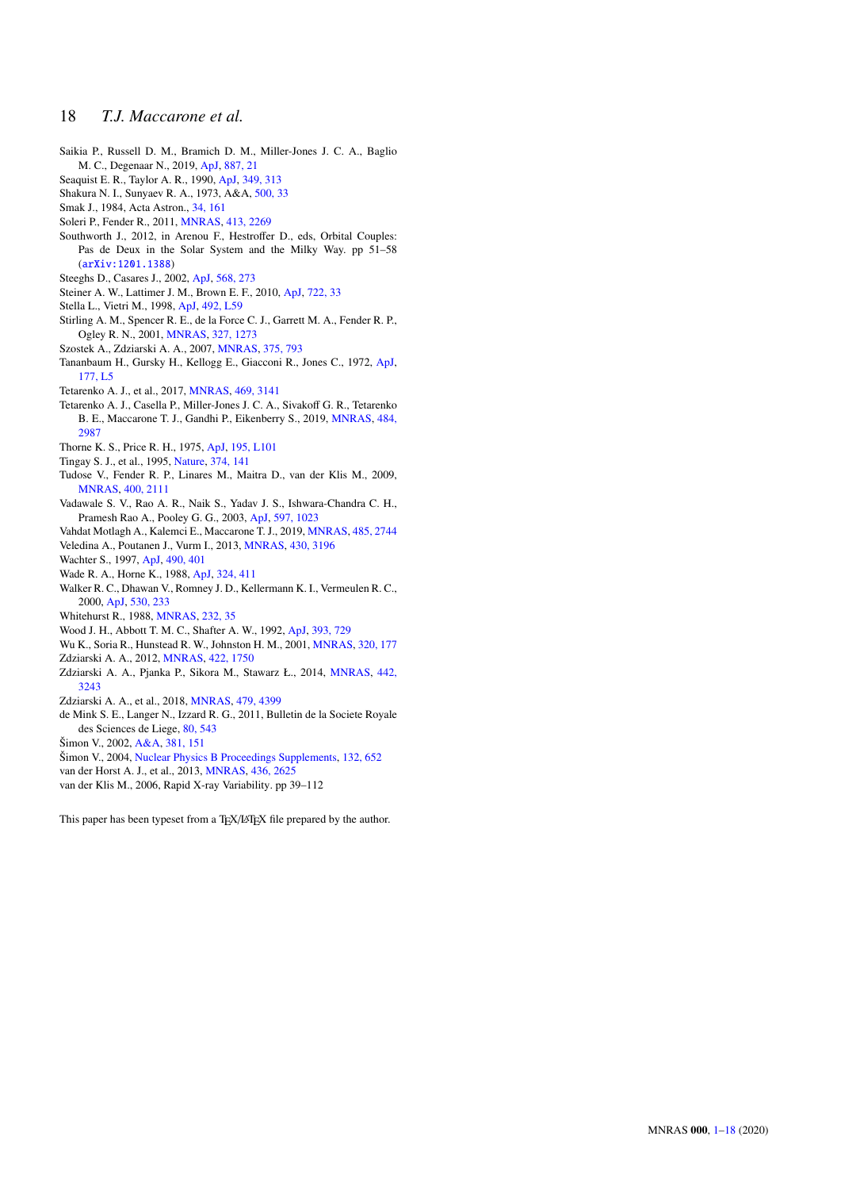Saikia P., Russell D. M., Bramich D. M., Miller-Jones J. C. A., Baglio M. C., Degenaar N., 2019, ApJ, 887, 21

Seaquist E. R., Taylor A. R., 1990, ApJ, 349, 313

Shakura N. I., Sunyaev R. A., 1973, A&A, 500, 33

Smak J., 1984, Acta Astron., 34, 161

Soleri P., Fender R., 2011, MNRAS, 413, 2269

Southworth J., 2012, in Arenou F., Hestroffer D., eds, Orbital Couples: Pas de Deux in the Solar System and the Milky Way. pp 51–58 (arXiv:1201.1388)

Steeghs D., Casares J., 2002, ApJ, 568, 273

Steiner A. W., Lattimer J. M., Brown E. F., 2010, ApJ, 722, 33

Stella L., Vietri M., 1998, ApJ, 492, L59

Stirling A. M., Spencer R. E., de la Force C. J., Garrett M. A., Fender R. P., Ogley R. N., 2001, MNRAS, 327, 1273

Szostek A., Zdziarski A. A., 2007, MNRAS, 375, 793

Tananbaum H., Gursky H., Kellogg E., Giacconi R., Jones C., 1972, ApJ, 177, L5

Tetarenko A. J., et al., 2017, MNRAS, 469, 3141

Tetarenko A. J., Casella P., Miller-Jones J. C. A., Sivakoff G. R., Tetarenko B. E., Maccarone T. J., Gandhi P., Eikenberry S., 2019, MNRAS, 484, 2987

Thorne K. S., Price R. H., 1975, ApJ, 195, L101

Tingay S. J., et al., 1995, Nature, 374, 141

Tudose V., Fender R. P., Linares M., Maitra D., van der Klis M., 2009, MNRAS, 400, 2111

Vadawale S. V., Rao A. R., Naik S., Yadav J. S., Ishwara-Chandra C. H., Pramesh Rao A., Pooley G. G., 2003, ApJ, 597, 1023

Vahdat Motlagh A., Kalemci E., Maccarone T. J., 2019, MNRAS, 485, 2744

Veledina A., Poutanen J., Vurm I., 2013, MNRAS, 430, 3196

Wachter S., 1997, ApJ, 490, 401

Wade R. A., Horne K., 1988, ApJ, 324, 411

Walker R. C., Dhawan V., Romney J. D., Kellermann K. I., Vermeulen R. C., 2000, ApJ, 530, 233

Whitehurst R., 1988, MNRAS, 232, 35

Wood J. H., Abbott T. M. C., Shafter A. W., 1992, ApJ, 393, 729

Wu K., Soria R., Hunstead R. W., Johnston H. M., 2001, MNRAS, 320, 177

Zdziarski A. A., 2012, MNRAS, 422, 1750

Zdziarski A. A., Pjanka P., Sikora M., Stawarz Ł., 2014, MNRAS, 442, 3243

Zdziarski A. A., et al., 2018, MNRAS, 479, 4399

de Mink S. E., Langer N., Izzard R. G., 2011, Bulletin de la Societe Royale des Sciences de Liege, 80, 543

Šimon V., 2002, A&A, 381, 151

Šimon V., 2004, Nuclear Physics B Proceedings Supplements, 132, 652

van der Horst A. J., et al., 2013, MNRAS, 436, 2625

van der Klis M., 2006, Rapid X-ray Variability. pp 39–112

This paper has been typeset from a TEX/LATEX file prepared by the author.